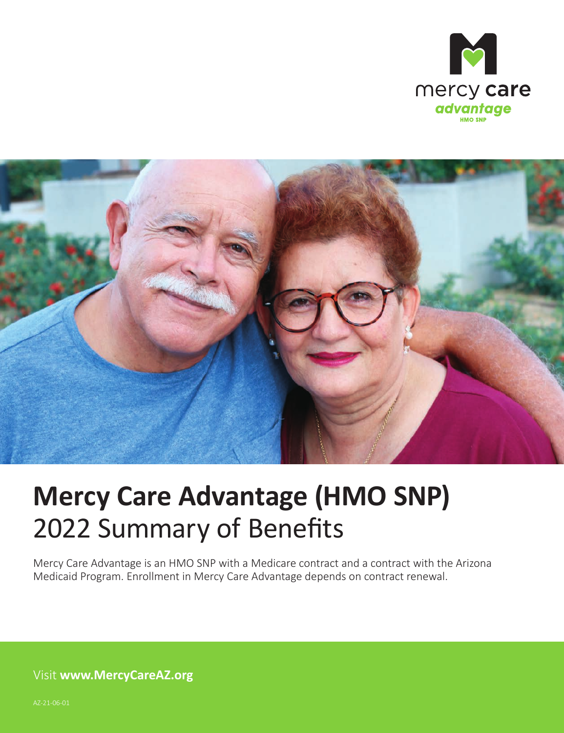mercy care
*advantage*
HMO SNP

# Mercy Care Advantage (HMO SNP)
## 2022 Summary of Benefits

Mercy Care Advantage is an HMO SNP with a Medicare contract and a contract with the Arizona Medicaid Program. Enrollment in Mercy Care Advantage depends on contract renewal.

Visit **www.MercyCareAZ.org**

AZ-21-06-01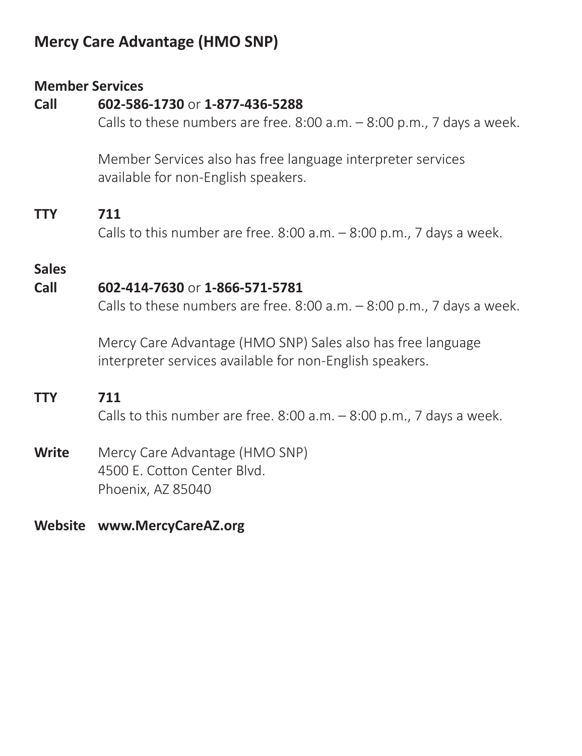## Mercy Care Advantage (HMO SNP)

**Member Services**

**Call** **602-586-1730** or **1-877-436-5288**

Calls to these numbers are free. 8:00 a.m. – 8:00 p.m., 7 days a week.

Member Services also has free language interpreter services available for non-English speakers.

**TTY** **711**

Calls to this number are free. 8:00 a.m. – 8:00 p.m., 7 days a week.

**Sales**

**Call** **602-414-7630** or **1-866-571-5781**

Calls to these numbers are free. 8:00 a.m. – 8:00 p.m., 7 days a week.

Mercy Care Advantage (HMO SNP) Sales also has free language interpreter services available for non-English speakers.

**TTY** **711**

Calls to this number are free. 8:00 a.m. – 8:00 p.m., 7 days a week.

**Write** Mercy Care Advantage (HMO SNP)
4500 E. Cotton Center Blvd.
Phoenix, AZ 85040

**Website** **www.MercyCareAZ.org**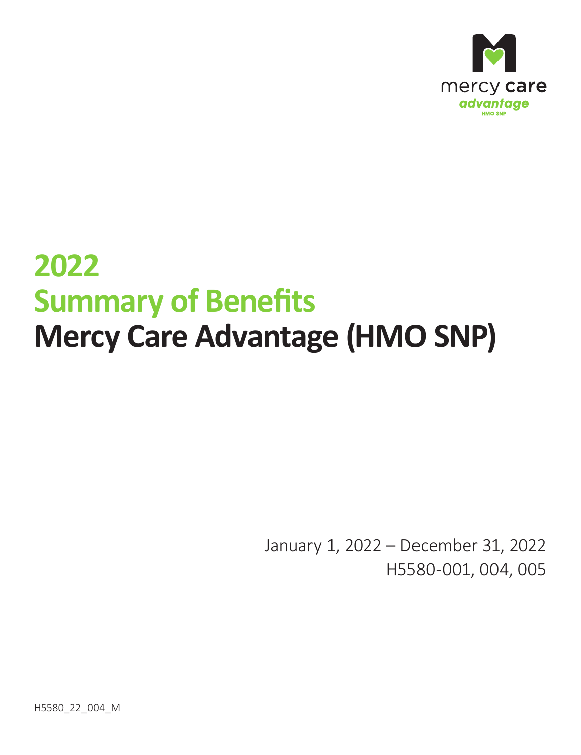# 2022
# Summary of Benefits
# Mercy Care Advantage (HMO SNP)

January 1, 2022 – December 31, 2022
H5580-001, 004, 005

H5580_22_004_M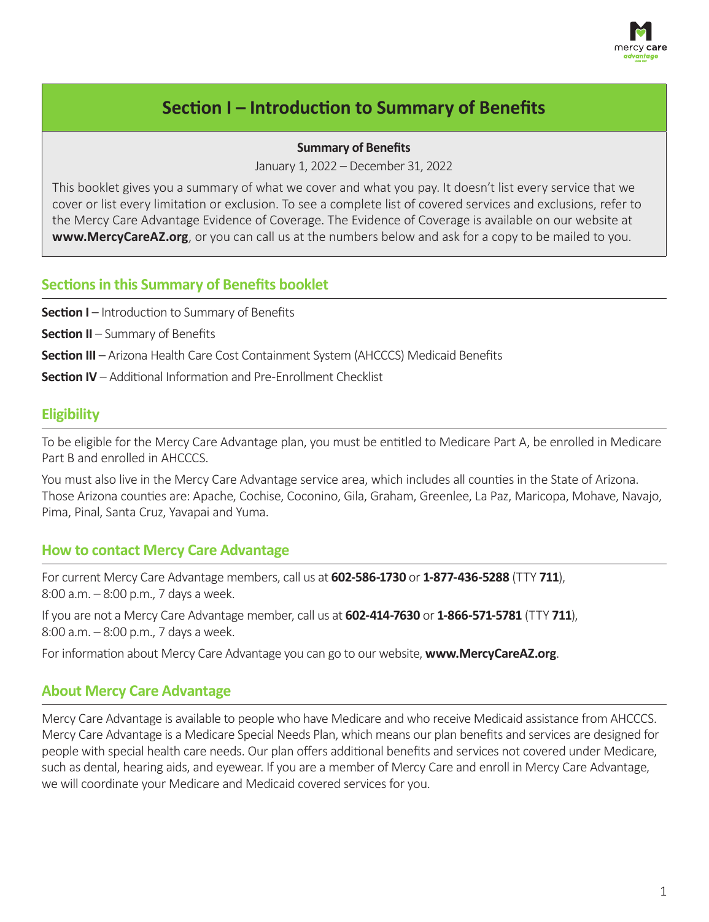# Section I – Introduction to Summary of Benefits

**Summary of Benefits**

January 1, 2022 – December 31, 2022

This booklet gives you a summary of what we cover and what you pay. It doesn't list every service that we cover or list every limitation or exclusion. To see a complete list of covered services and exclusions, refer to the Mercy Care Advantage Evidence of Coverage. The Evidence of Coverage is available on our website at **www.MercyCareAZ.org**, or you can call us at the numbers below and ask for a copy to be mailed to you.

## Sections in this Summary of Benefits booklet

**Section I** – Introduction to Summary of Benefits

**Section II** – Summary of Benefits

**Section III** – Arizona Health Care Cost Containment System (AHCCCS) Medicaid Benefits

**Section IV** – Additional Information and Pre-Enrollment Checklist

## Eligibility

To be eligible for the Mercy Care Advantage plan, you must be entitled to Medicare Part A, be enrolled in Medicare Part B and enrolled in AHCCCS.

You must also live in the Mercy Care Advantage service area, which includes all counties in the State of Arizona. Those Arizona counties are: Apache, Cochise, Coconino, Gila, Graham, Greenlee, La Paz, Maricopa, Mohave, Navajo, Pima, Pinal, Santa Cruz, Yavapai and Yuma.

## How to contact Mercy Care Advantage

For current Mercy Care Advantage members, call us at **602-586-1730** or **1-877-436-5288** (TTY **711**), 8:00 a.m. – 8:00 p.m., 7 days a week.

If you are not a Mercy Care Advantage member, call us at **602-414-7630** or **1-866-571-5781** (TTY **711**), 8:00 a.m. – 8:00 p.m., 7 days a week.

For information about Mercy Care Advantage you can go to our website, **www.MercyCareAZ.org**.

## About Mercy Care Advantage

Mercy Care Advantage is available to people who have Medicare and who receive Medicaid assistance from AHCCCS. Mercy Care Advantage is a Medicare Special Needs Plan, which means our plan benefits and services are designed for people with special health care needs. Our plan offers additional benefits and services not covered under Medicare, such as dental, hearing aids, and eyewear. If you are a member of Mercy Care and enroll in Mercy Care Advantage, we will coordinate your Medicare and Medicaid covered services for you.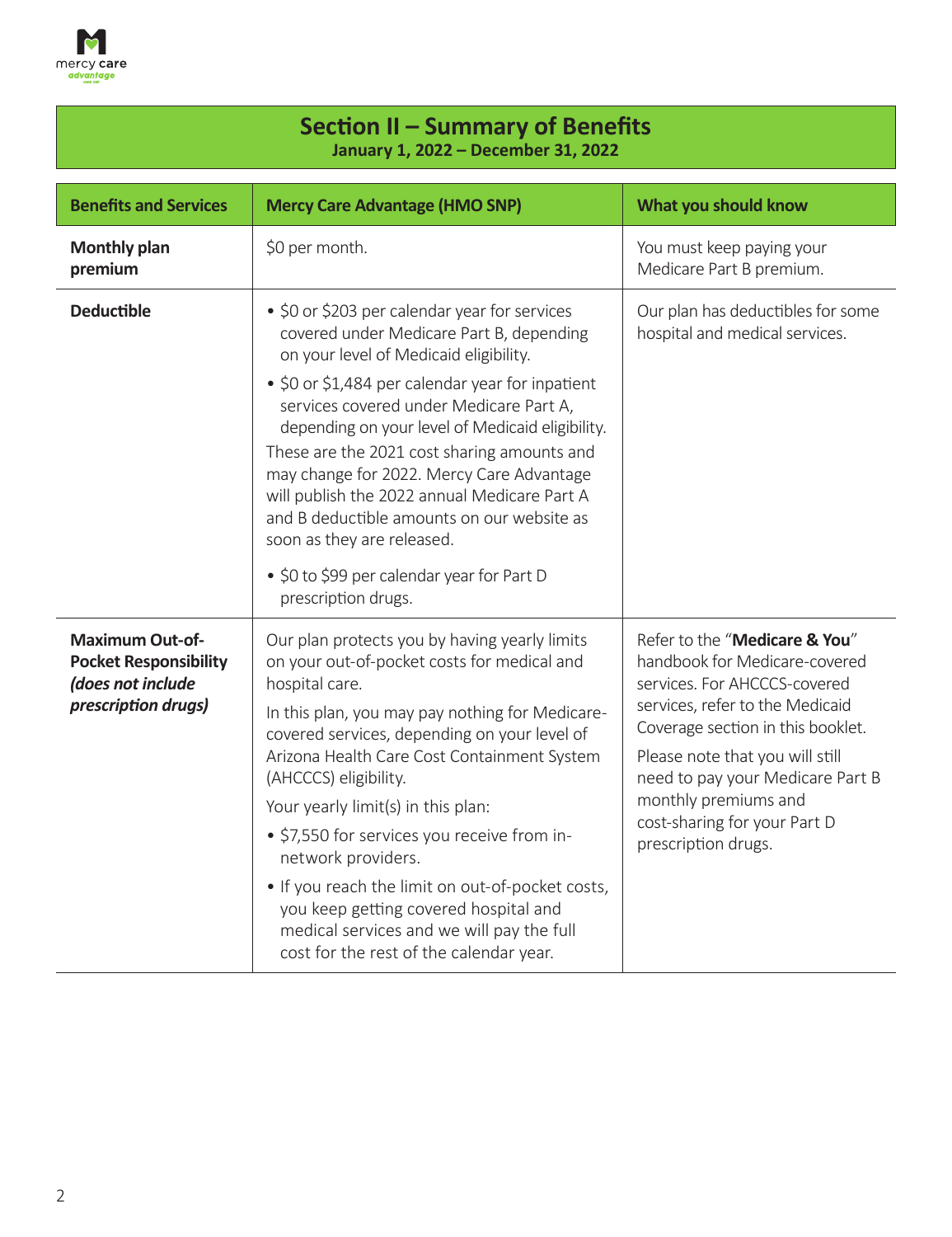## Section II – Summary of Benefits

**January 1, 2022 – December 31, 2022**

| Benefits and Services | Mercy Care Advantage (HMO SNP) | What you should know |
| --- | --- | --- |
| **Monthly plan premium** | $0 per month. | You must keep paying your Medicare Part B premium. |
| **Deductible** | • $0 or $203 per calendar year for services covered under Medicare Part B, depending on your level of Medicaid eligibility.<br>• $0 or $1,484 per calendar year for inpatient services covered under Medicare Part A, depending on your level of Medicaid eligibility.<br>These are the 2021 cost sharing amounts and may change for 2022. Mercy Care Advantage will publish the 2022 annual Medicare Part A and B deductible amounts on our website as soon as they are released.<br>• $0 to $99 per calendar year for Part D prescription drugs. | Our plan has deductibles for some hospital and medical services. |
| **Maximum Out-of-Pocket Responsibility *(does not include prescription drugs)*** | Our plan protects you by having yearly limits on your out-of-pocket costs for medical and hospital care.<br>In this plan, you may pay nothing for Medicare-covered services, depending on your level of Arizona Health Care Cost Containment System (AHCCCS) eligibility.<br>Your yearly limit(s) in this plan:<br>• $7,550 for services you receive from in-network providers.<br>• If you reach the limit on out-of-pocket costs, you keep getting covered hospital and medical services and we will pay the full cost for the rest of the calendar year. | Refer to the "**Medicare & You**" handbook for Medicare-covered services. For AHCCCS-covered services, refer to the Medicaid Coverage section in this booklet.<br>Please note that you will still need to pay your Medicare Part B monthly premiums and cost-sharing for your Part D prescription drugs. |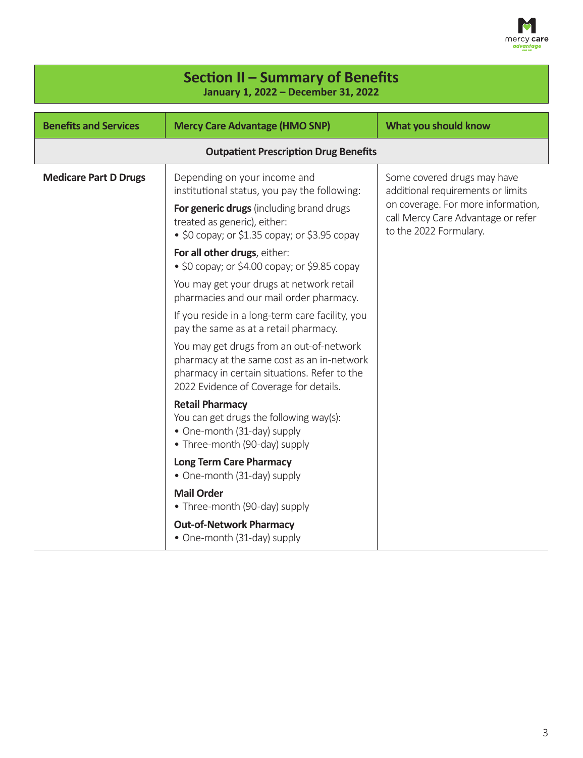## Section II – Summary of Benefits

**January 1, 2022 – December 31, 2022**

| Benefits and Services | Mercy Care Advantage (HMO SNP) | What you should know |
|---|---|---|
| **Outpatient Prescription Drug Benefits** | | |
| **Medicare Part D Drugs** | Depending on your income and institutional status, you pay the following:<br><br>**For generic drugs** (including brand drugs treated as generic), either:<br>• $0 copay; or $1.35 copay; or $3.95 copay<br><br>**For all other drugs**, either:<br>• $0 copay; or $4.00 copay; or $9.85 copay<br><br>You may get your drugs at network retail pharmacies and our mail order pharmacy.<br><br>If you reside in a long-term care facility, you pay the same as at a retail pharmacy.<br><br>You may get drugs from an out-of-network pharmacy at the same cost as an in-network pharmacy in certain situations. Refer to the 2022 Evidence of Coverage for details.<br><br>**Retail Pharmacy**<br>You can get drugs the following way(s):<br>• One-month (31-day) supply<br>• Three-month (90-day) supply<br><br>**Long Term Care Pharmacy**<br>• One-month (31-day) supply<br><br>**Mail Order**<br>• Three-month (90-day) supply<br><br>**Out-of-Network Pharmacy**<br>• One-month (31-day) supply | Some covered drugs may have additional requirements or limits on coverage. For more information, call Mercy Care Advantage or refer to the 2022 Formulary. |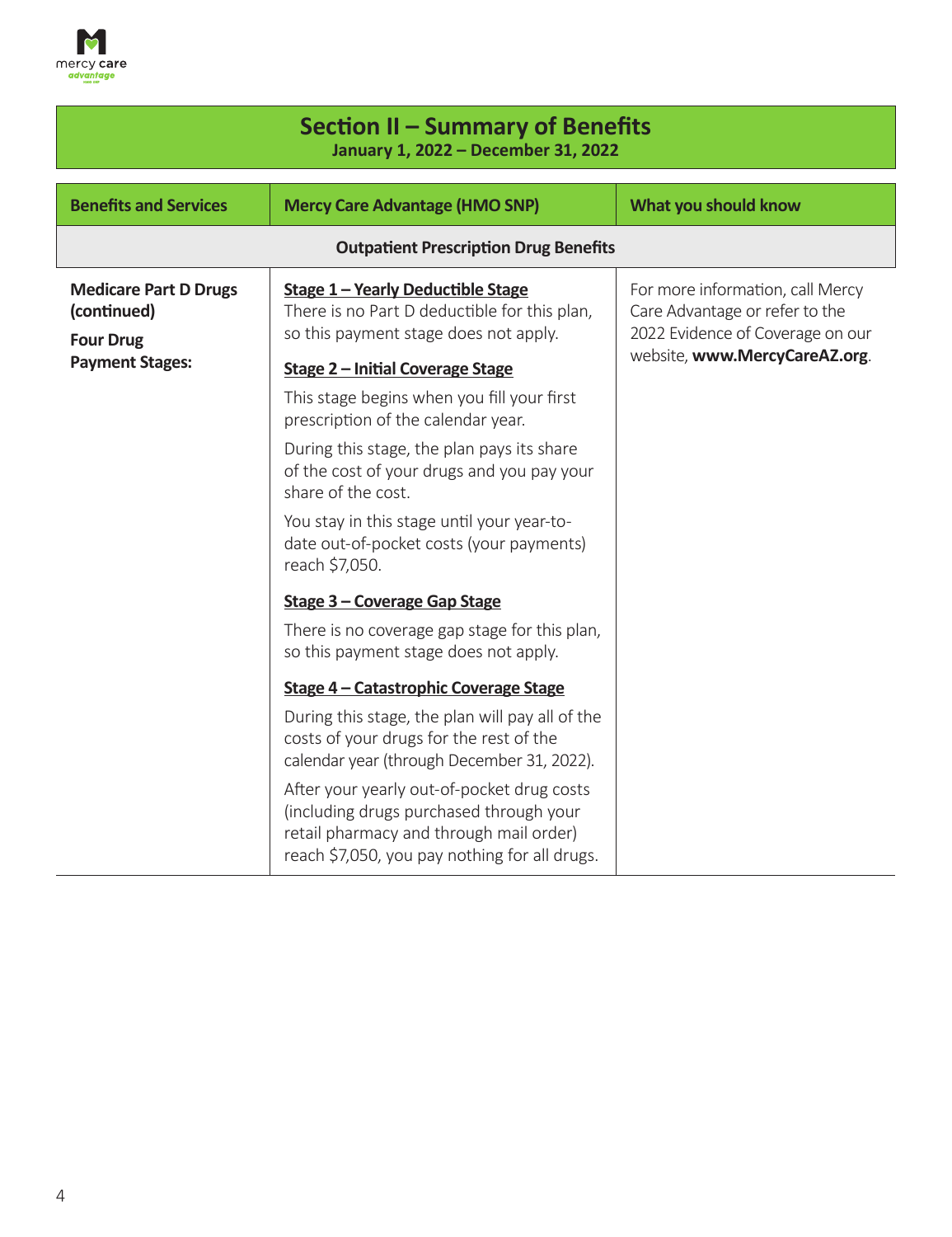## Section II – Summary of Benefits

**January 1, 2022 – December 31, 2022**

| Benefits and Services | Mercy Care Advantage (HMO SNP) | What you should know |
|---|---|---|
| **Outpatient Prescription Drug Benefits** | | |
| **Medicare Part D Drugs (continued)**<br><br>**Four Drug Payment Stages:** | **Stage 1 – Yearly Deductible Stage**<br>There is no Part D deductible for this plan, so this payment stage does not apply.<br><br>**Stage 2 – Initial Coverage Stage**<br>This stage begins when you fill your first prescription of the calendar year.<br><br>During this stage, the plan pays its share of the cost of your drugs and you pay your share of the cost.<br><br>You stay in this stage until your year-to-date out-of-pocket costs (your payments) reach $7,050.<br><br>**Stage 3 – Coverage Gap Stage**<br>There is no coverage gap stage for this plan, so this payment stage does not apply.<br><br>**Stage 4 – Catastrophic Coverage Stage**<br>During this stage, the plan will pay all of the costs of your drugs for the rest of the calendar year (through December 31, 2022).<br><br>After your yearly out-of-pocket drug costs (including drugs purchased through your retail pharmacy and through mail order) reach $7,050, you pay nothing for all drugs. | For more information, call Mercy Care Advantage or refer to the 2022 Evidence of Coverage on our website, **www.MercyCareAZ.org**. |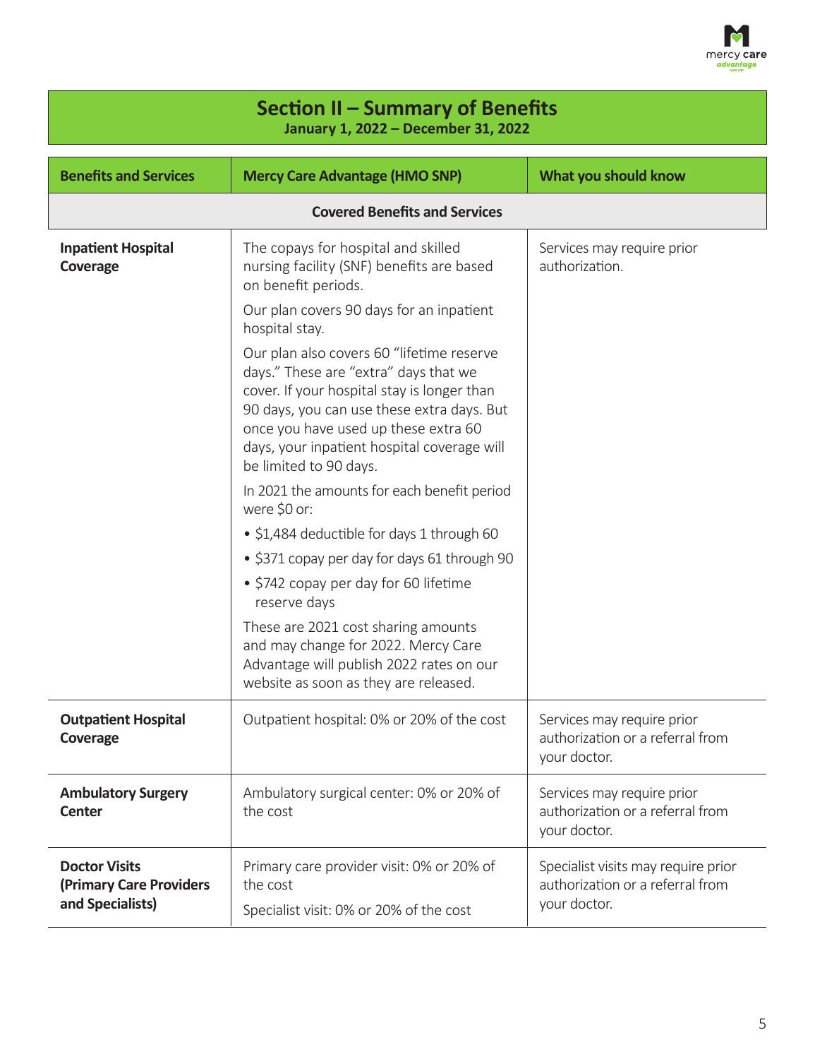## Section II – Summary of Benefits

**January 1, 2022 – December 31, 2022**

| Benefits and Services | Mercy Care Advantage (HMO SNP) | What you should know |
|---|---|---|
| **Covered Benefits and Services** | | |
| **Inpatient Hospital Coverage** | The copays for hospital and skilled nursing facility (SNF) benefits are based on benefit periods.<br><br>Our plan covers 90 days for an inpatient hospital stay.<br><br>Our plan also covers 60 "lifetime reserve days." These are "extra" days that we cover. If your hospital stay is longer than 90 days, you can use these extra days. But once you have used up these extra 60 days, your inpatient hospital coverage will be limited to 90 days.<br><br>In 2021 the amounts for each benefit period were $0 or:<br>• $1,484 deductible for days 1 through 60<br>• $371 copay per day for days 61 through 90<br>• $742 copay per day for 60 lifetime reserve days<br><br>These are 2021 cost sharing amounts and may change for 2022. Mercy Care Advantage will publish 2022 rates on our website as soon as they are released. | Services may require prior authorization. |
| **Outpatient Hospital Coverage** | Outpatient hospital: 0% or 20% of the cost | Services may require prior authorization or a referral from your doctor. |
| **Ambulatory Surgery Center** | Ambulatory surgical center: 0% or 20% of the cost | Services may require prior authorization or a referral from your doctor. |
| **Doctor Visits (Primary Care Providers and Specialists)** | Primary care provider visit: 0% or 20% of the cost<br><br>Specialist visit: 0% or 20% of the cost | Specialist visits may require prior authorization or a referral from your doctor. |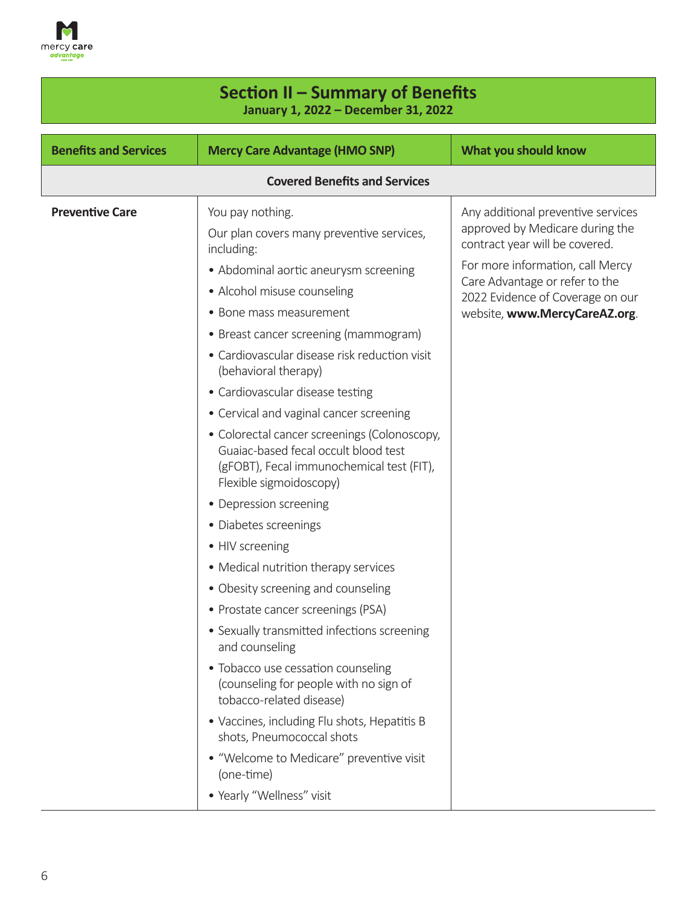## Section II – Summary of Benefits

**January 1, 2022 – December 31, 2022**

| Benefits and Services | Mercy Care Advantage (HMO SNP) | What you should know |
|---|---|---|
| **Covered Benefits and Services** | | |
| **Preventive Care** | You pay nothing.<br><br>Our plan covers many preventive services, including:<br>• Abdominal aortic aneurysm screening<br>• Alcohol misuse counseling<br>• Bone mass measurement<br>• Breast cancer screening (mammogram)<br>• Cardiovascular disease risk reduction visit (behavioral therapy)<br>• Cardiovascular disease testing<br>• Cervical and vaginal cancer screening<br>• Colorectal cancer screenings (Colonoscopy, Guaiac-based fecal occult blood test (gFOBT), Fecal immunochemical test (FIT), Flexible sigmoidoscopy)<br>• Depression screening<br>• Diabetes screenings<br>• HIV screening<br>• Medical nutrition therapy services<br>• Obesity screening and counseling<br>• Prostate cancer screenings (PSA)<br>• Sexually transmitted infections screening and counseling<br>• Tobacco use cessation counseling (counseling for people with no sign of tobacco-related disease)<br>• Vaccines, including Flu shots, Hepatitis B shots, Pneumococcal shots<br>• "Welcome to Medicare" preventive visit (one-time)<br>• Yearly "Wellness" visit | Any additional preventive services approved by Medicare during the contract year will be covered.<br><br>For more information, call Mercy Care Advantage or refer to the 2022 Evidence of Coverage on our website, **www.MercyCareAZ.org**. |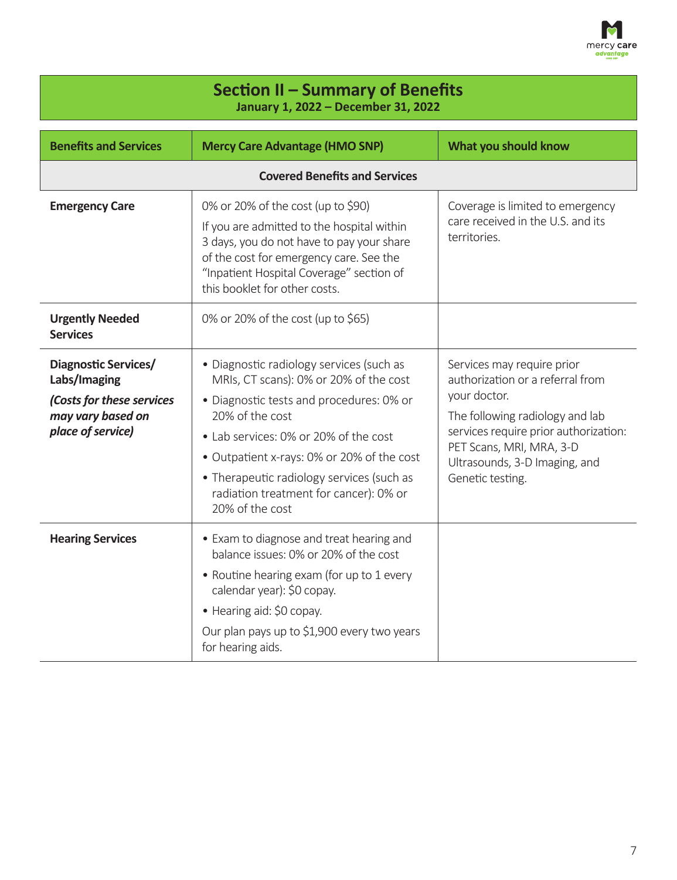## Section II – Summary of Benefits

**January 1, 2022 – December 31, 2022**

| Benefits and Services | Mercy Care Advantage (HMO SNP) | What you should know |
|---|---|---|
| **Covered Benefits and Services** | | |
| **Emergency Care** | 0% or 20% of the cost (up to $90)<br>If you are admitted to the hospital within 3 days, you do not have to pay your share of the cost for emergency care. See the "Inpatient Hospital Coverage" section of this booklet for other costs. | Coverage is limited to emergency care received in the U.S. and its territories. |
| **Urgently Needed Services** | 0% or 20% of the cost (up to $65) | |
| **Diagnostic Services/ Labs/Imaging**<br>***(Costs for these services may vary based on place of service)*** | • Diagnostic radiology services (such as MRIs, CT scans): 0% or 20% of the cost<br>• Diagnostic tests and procedures: 0% or 20% of the cost<br>• Lab services: 0% or 20% of the cost<br>• Outpatient x-rays: 0% or 20% of the cost<br>• Therapeutic radiology services (such as radiation treatment for cancer): 0% or 20% of the cost | Services may require prior authorization or a referral from your doctor.<br>The following radiology and lab services require prior authorization: PET Scans, MRI, MRA, 3-D Ultrasounds, 3-D Imaging, and Genetic testing. |
| **Hearing Services** | • Exam to diagnose and treat hearing and balance issues: 0% or 20% of the cost<br>• Routine hearing exam (for up to 1 every calendar year): $0 copay.<br>• Hearing aid: $0 copay.<br>Our plan pays up to $1,900 every two years for hearing aids. | |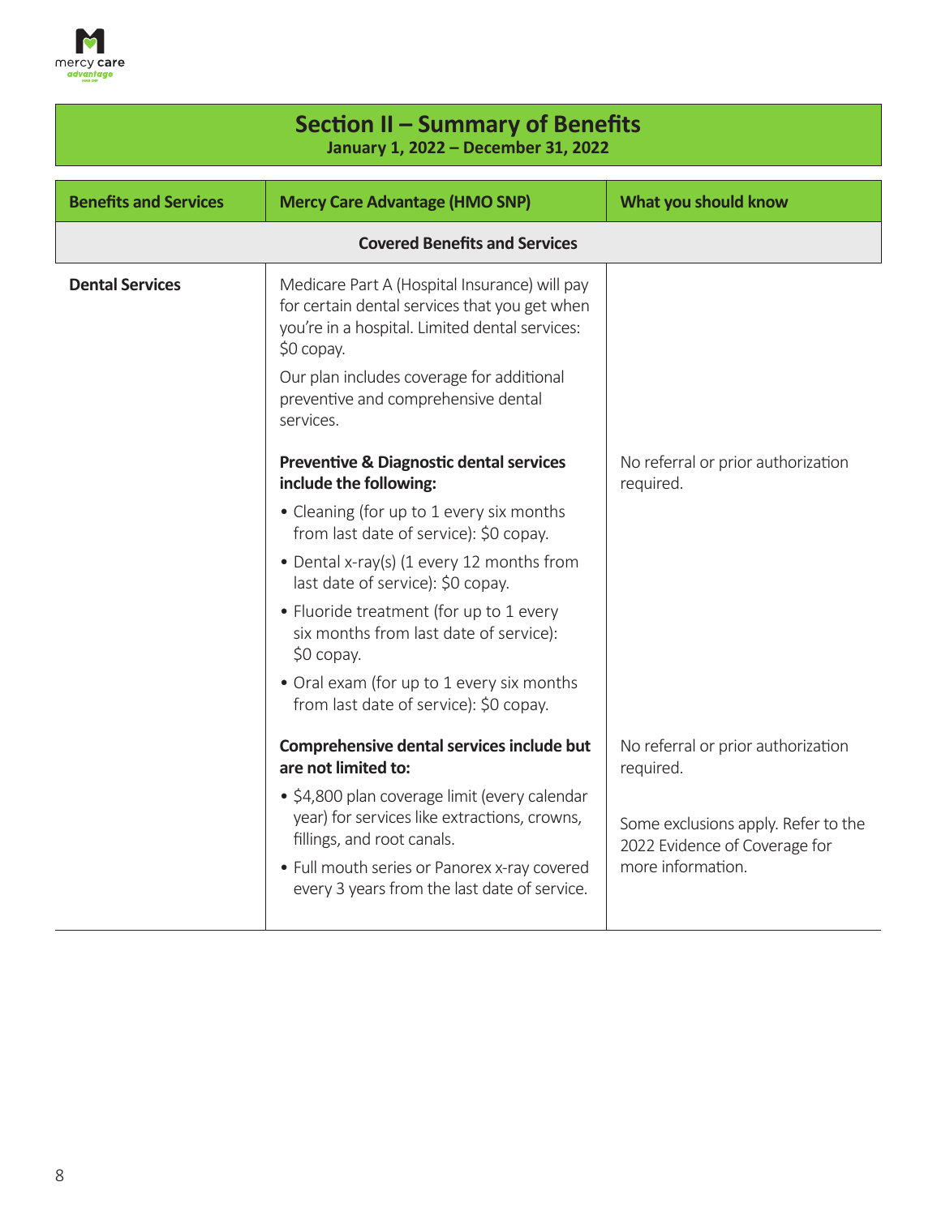## Section II – Summary of Benefits

**January 1, 2022 – December 31, 2022**

| Benefits and Services | Mercy Care Advantage (HMO SNP) | What you should know |
|---|---|---|
| **Covered Benefits and Services** | | |
| **Dental Services** | Medicare Part A (Hospital Insurance) will pay for certain dental services that you get when you're in a hospital. Limited dental services: $0 copay.<br><br>Our plan includes coverage for additional preventive and comprehensive dental services. | |
| | **Preventive & Diagnostic dental services include the following:**<br>• Cleaning (for up to 1 every six months from last date of service): $0 copay.<br>• Dental x-ray(s) (1 every 12 months from last date of service): $0 copay.<br>• Fluoride treatment (for up to 1 every six months from last date of service): $0 copay.<br>• Oral exam (for up to 1 every six months from last date of service): $0 copay. | No referral or prior authorization required. |
| | **Comprehensive dental services include but are not limited to:**<br>• $4,800 plan coverage limit (every calendar year) for services like extractions, crowns, fillings, and root canals.<br>• Full mouth series or Panorex x-ray covered every 3 years from the last date of service. | No referral or prior authorization required.<br><br>Some exclusions apply. Refer to the 2022 Evidence of Coverage for more information. |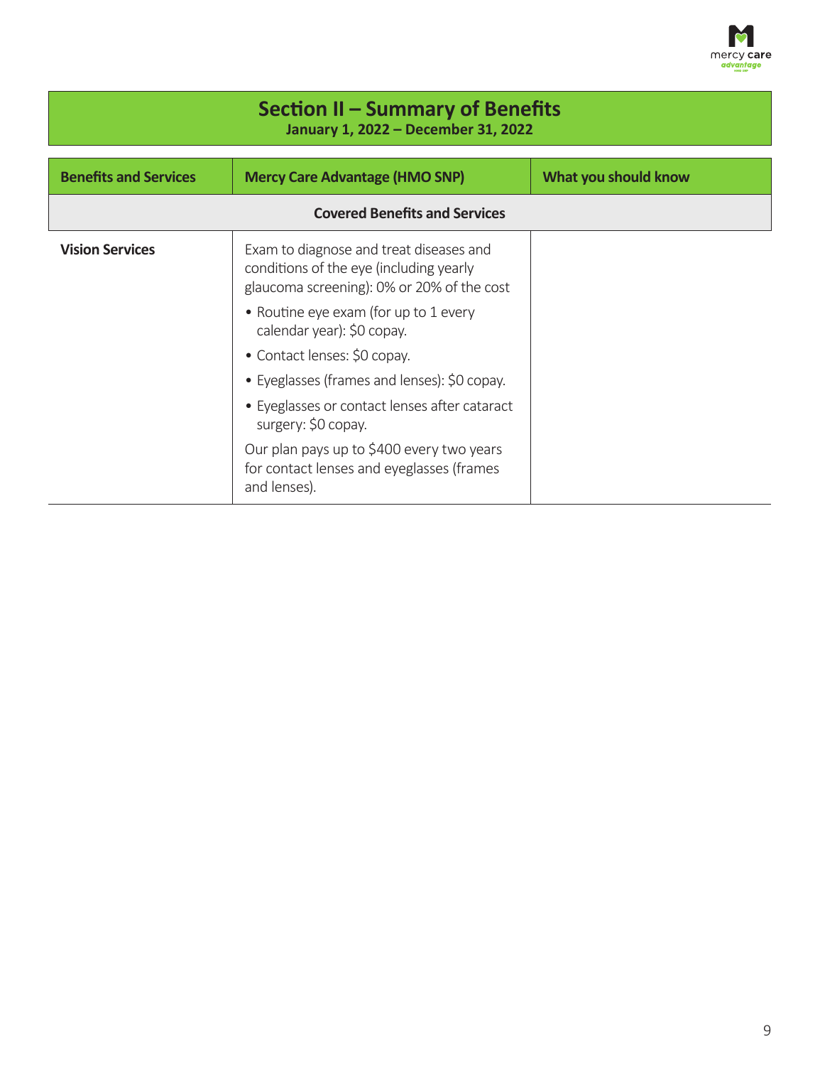## Section II – Summary of Benefits

**January 1, 2022 – December 31, 2022**

| Benefits and Services | Mercy Care Advantage (HMO SNP) | What you should know |
|---|---|---|
| **Covered Benefits and Services** | | |
| **Vision Services** | Exam to diagnose and treat diseases and conditions of the eye (including yearly glaucoma screening): 0% or 20% of the cost<br>• Routine eye exam (for up to 1 every calendar year): $0 copay.<br>• Contact lenses: $0 copay.<br>• Eyeglasses (frames and lenses): $0 copay.<br>• Eyeglasses or contact lenses after cataract surgery: $0 copay.<br>Our plan pays up to $400 every two years for contact lenses and eyeglasses (frames and lenses). | |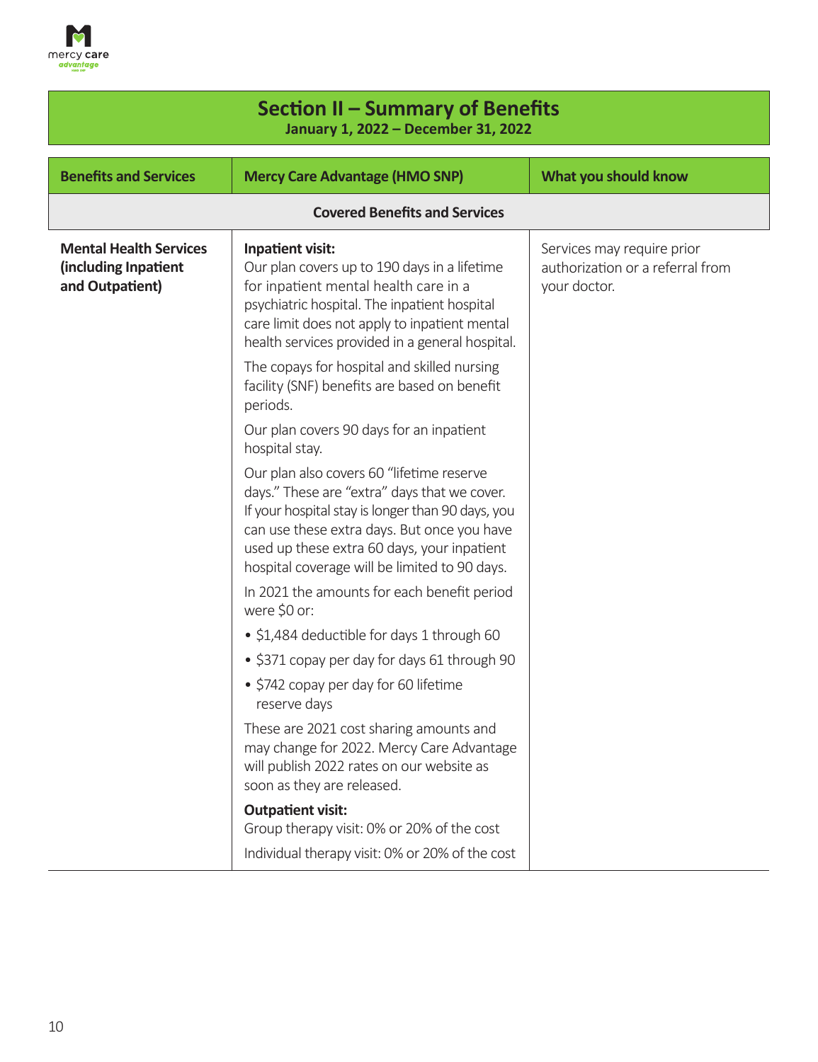## Section II – Summary of Benefits

**January 1, 2022 – December 31, 2022**

| Benefits and Services | Mercy Care Advantage (HMO SNP) | What you should know |
|---|---|---|
| **Covered Benefits and Services** | | |
| **Mental Health Services (including Inpatient and Outpatient)** | **Inpatient visit:**<br>Our plan covers up to 190 days in a lifetime for inpatient mental health care in a psychiatric hospital. The inpatient hospital care limit does not apply to inpatient mental health services provided in a general hospital.<br><br>The copays for hospital and skilled nursing facility (SNF) benefits are based on benefit periods.<br><br>Our plan covers 90 days for an inpatient hospital stay.<br><br>Our plan also covers 60 "lifetime reserve days." These are "extra" days that we cover. If your hospital stay is longer than 90 days, you can use these extra days. But once you have used up these extra 60 days, your inpatient hospital coverage will be limited to 90 days.<br><br>In 2021 the amounts for each benefit period were $0 or:<br>• $1,484 deductible for days 1 through 60<br>• $371 copay per day for days 61 through 90<br>• $742 copay per day for 60 lifetime reserve days<br><br>These are 2021 cost sharing amounts and may change for 2022. Mercy Care Advantage will publish 2022 rates on our website as soon as they are released.<br><br>**Outpatient visit:**<br>Group therapy visit: 0% or 20% of the cost<br><br>Individual therapy visit: 0% or 20% of the cost | Services may require prior authorization or a referral from your doctor. |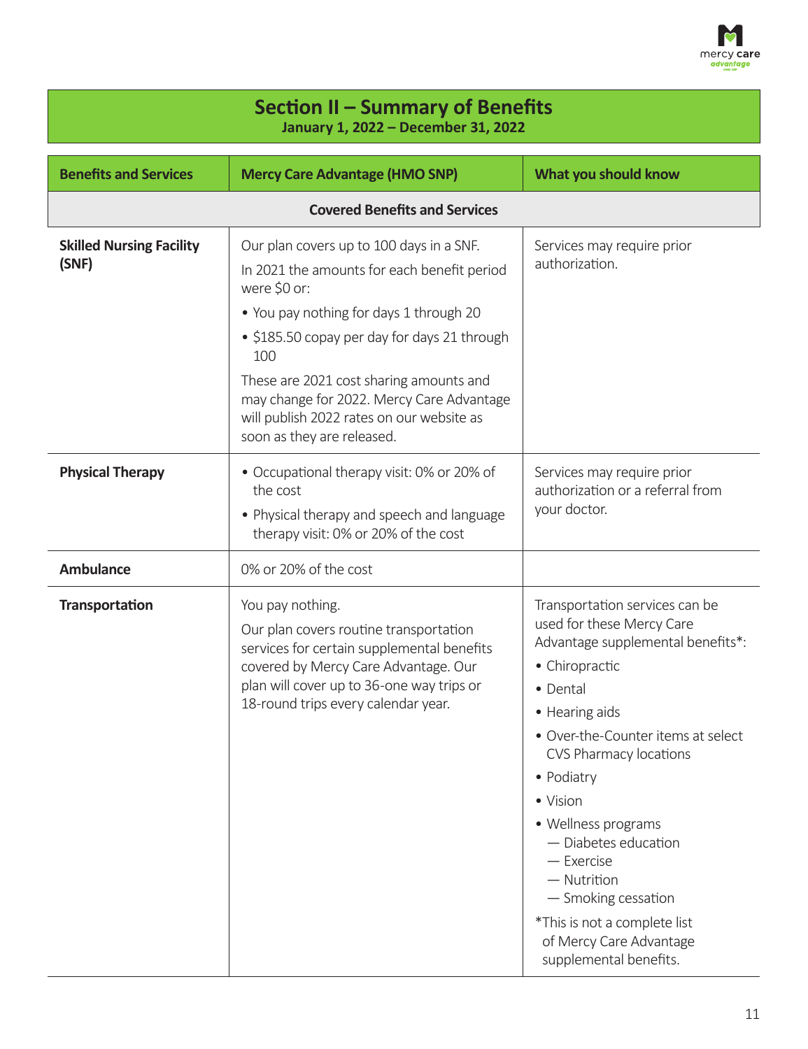## Section II – Summary of Benefits

**January 1, 2022 – December 31, 2022**

| Benefits and Services | Mercy Care Advantage (HMO SNP) | What you should know |
|---|---|---|
| **Covered Benefits and Services** | | |
| **Skilled Nursing Facility (SNF)** | Our plan covers up to 100 days in a SNF.<br>In 2021 the amounts for each benefit period were $0 or:<br>• You pay nothing for days 1 through 20<br>• $185.50 copay per day for days 21 through 100<br>These are 2021 cost sharing amounts and may change for 2022. Mercy Care Advantage will publish 2022 rates on our website as soon as they are released. | Services may require prior authorization. |
| **Physical Therapy** | • Occupational therapy visit: 0% or 20% of the cost<br>• Physical therapy and speech and language therapy visit: 0% or 20% of the cost | Services may require prior authorization or a referral from your doctor. |
| **Ambulance** | 0% or 20% of the cost | |
| **Transportation** | You pay nothing.<br>Our plan covers routine transportation services for certain supplemental benefits covered by Mercy Care Advantage. Our plan will cover up to 36-one way trips or 18-round trips every calendar year. | Transportation services can be used for these Mercy Care Advantage supplemental benefits*:<br>• Chiropractic<br>• Dental<br>• Hearing aids<br>• Over-the-Counter items at select CVS Pharmacy locations<br>• Podiatry<br>• Vision<br>• Wellness programs<br>— Diabetes education<br>— Exercise<br>— Nutrition<br>— Smoking cessation<br>*This is not a complete list of Mercy Care Advantage supplemental benefits. |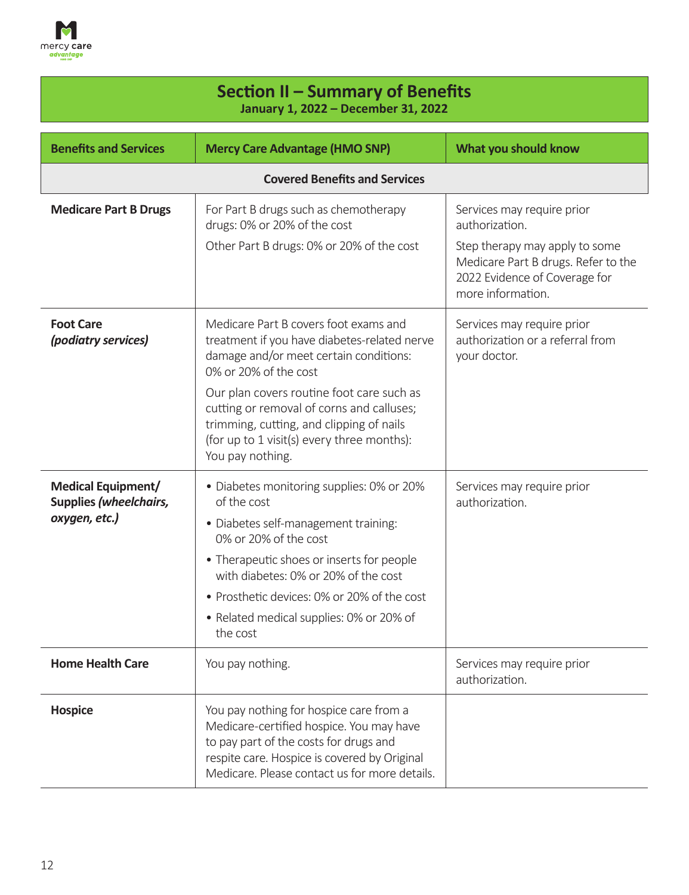## Section II – Summary of Benefits

**January 1, 2022 – December 31, 2022**

| Benefits and Services | Mercy Care Advantage (HMO SNP) | What you should know |
|---|---|---|
| **Covered Benefits and Services** | | |
| **Medicare Part B Drugs** | For Part B drugs such as chemotherapy drugs: 0% or 20% of the cost<br><br>Other Part B drugs: 0% or 20% of the cost | Services may require prior authorization.<br><br>Step therapy may apply to some Medicare Part B drugs. Refer to the 2022 Evidence of Coverage for more information. |
| **Foot Care** ***(podiatry services)*** | Medicare Part B covers foot exams and treatment if you have diabetes-related nerve damage and/or meet certain conditions: 0% or 20% of the cost<br><br>Our plan covers routine foot care such as cutting or removal of corns and calluses; trimming, cutting, and clipping of nails (for up to 1 visit(s) every three months): You pay nothing. | Services may require prior authorization or a referral from your doctor. |
| **Medical Equipment/ Supplies *(wheelchairs, oxygen, etc.)*** | • Diabetes monitoring supplies: 0% or 20% of the cost<br>• Diabetes self-management training: 0% or 20% of the cost<br>• Therapeutic shoes or inserts for people with diabetes: 0% or 20% of the cost<br>• Prosthetic devices: 0% or 20% of the cost<br>• Related medical supplies: 0% or 20% of the cost | Services may require prior authorization. |
| **Home Health Care** | You pay nothing. | Services may require prior authorization. |
| **Hospice** | You pay nothing for hospice care from a Medicare-certified hospice. You may have to pay part of the costs for drugs and respite care. Hospice is covered by Original Medicare. Please contact us for more details. | |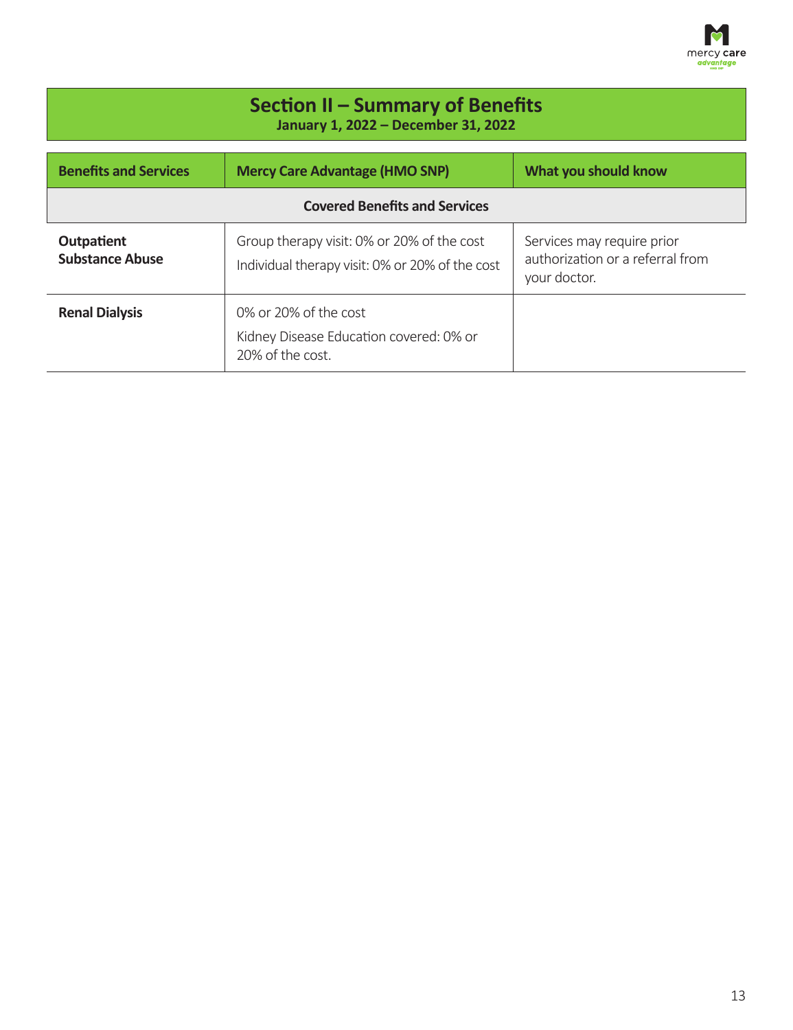## Section II – Summary of Benefits

**January 1, 2022 – December 31, 2022**

| Benefits and Services | Mercy Care Advantage (HMO SNP) | What you should know |
|---|---|---|
| **Covered Benefits and Services** | | |
| **Outpatient Substance Abuse** | Group therapy visit: 0% or 20% of the cost<br>Individual therapy visit: 0% or 20% of the cost | Services may require prior authorization or a referral from your doctor. |
| **Renal Dialysis** | 0% or 20% of the cost<br>Kidney Disease Education covered: 0% or 20% of the cost. | |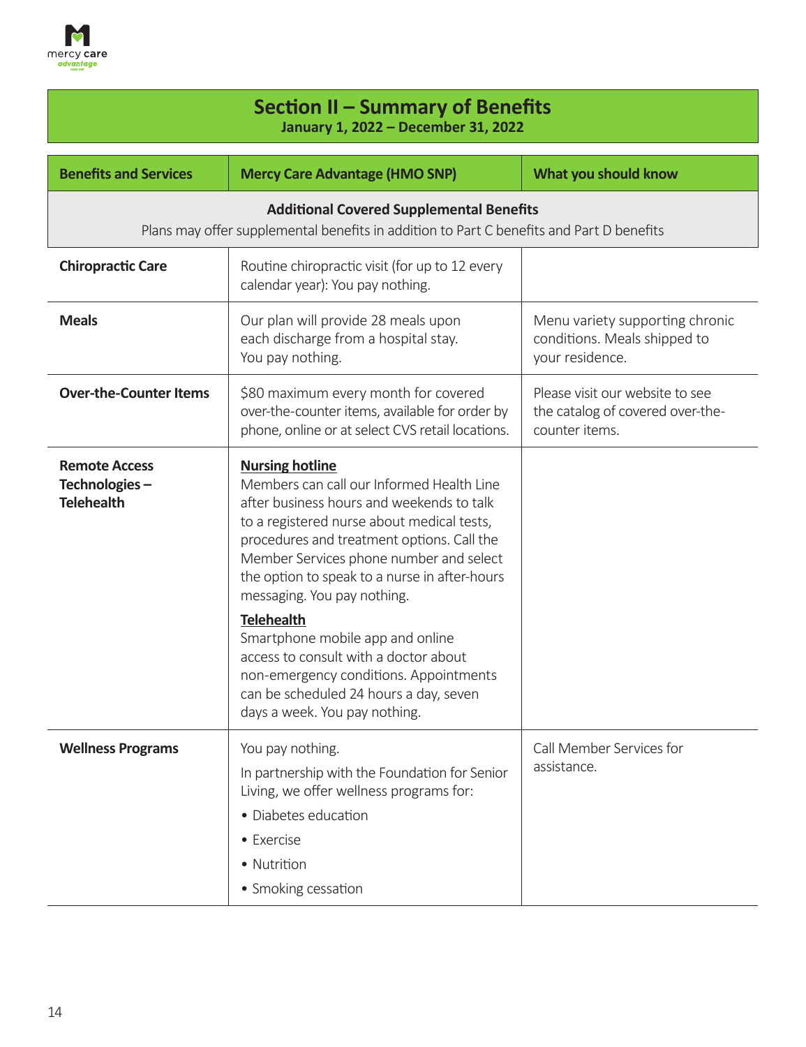## Section II – Summary of Benefits

**January 1, 2022 – December 31, 2022**

| Benefits and Services | Mercy Care Advantage (HMO SNP) | What you should know |
|---|---|---|
| **Additional Covered Supplemental Benefits**<br>Plans may offer supplemental benefits in addition to Part C benefits and Part D benefits | | |
| **Chiropractic Care** | Routine chiropractic visit (for up to 12 every calendar year): You pay nothing. | |
| **Meals** | Our plan will provide 28 meals upon each discharge from a hospital stay. You pay nothing. | Menu variety supporting chronic conditions. Meals shipped to your residence. |
| **Over-the-Counter Items** | $80 maximum every month for covered over-the-counter items, available for order by phone, online or at select CVS retail locations. | Please visit our website to see the catalog of covered over-the-counter items. |
| **Remote Access Technologies – Telehealth** | **Nursing hotline**<br>Members can call our Informed Health Line after business hours and weekends to talk to a registered nurse about medical tests, procedures and treatment options. Call the Member Services phone number and select the option to speak to a nurse in after-hours messaging. You pay nothing.<br>**Telehealth**<br>Smartphone mobile app and online access to consult with a doctor about non-emergency conditions. Appointments can be scheduled 24 hours a day, seven days a week. You pay nothing. | |
| **Wellness Programs** | You pay nothing.<br>In partnership with the Foundation for Senior Living, we offer wellness programs for:<br>• Diabetes education<br>• Exercise<br>• Nutrition<br>• Smoking cessation | Call Member Services for assistance. |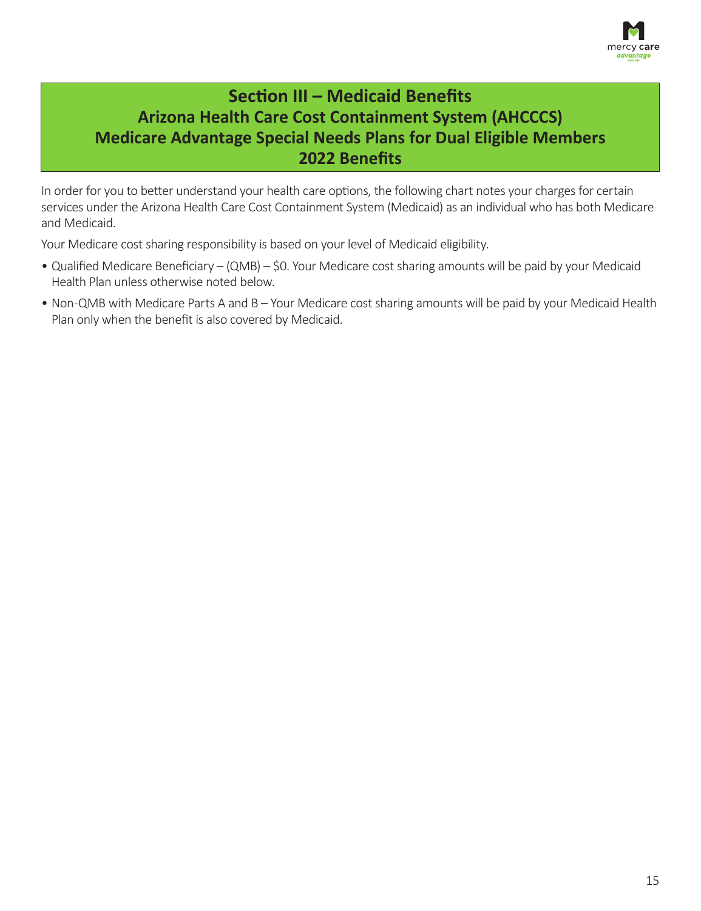# Section III – Medicaid Benefits
## Arizona Health Care Cost Containment System (AHCCCS)
## Medicare Advantage Special Needs Plans for Dual Eligible Members
## 2022 Benefits

In order for you to better understand your health care options, the following chart notes your charges for certain services under the Arizona Health Care Cost Containment System (Medicaid) as an individual who has both Medicare and Medicaid.

Your Medicare cost sharing responsibility is based on your level of Medicaid eligibility.

- Qualified Medicare Beneficiary – (QMB) – $0. Your Medicare cost sharing amounts will be paid by your Medicaid Health Plan unless otherwise noted below.
- Non-QMB with Medicare Parts A and B – Your Medicare cost sharing amounts will be paid by your Medicaid Health Plan only when the benefit is also covered by Medicaid.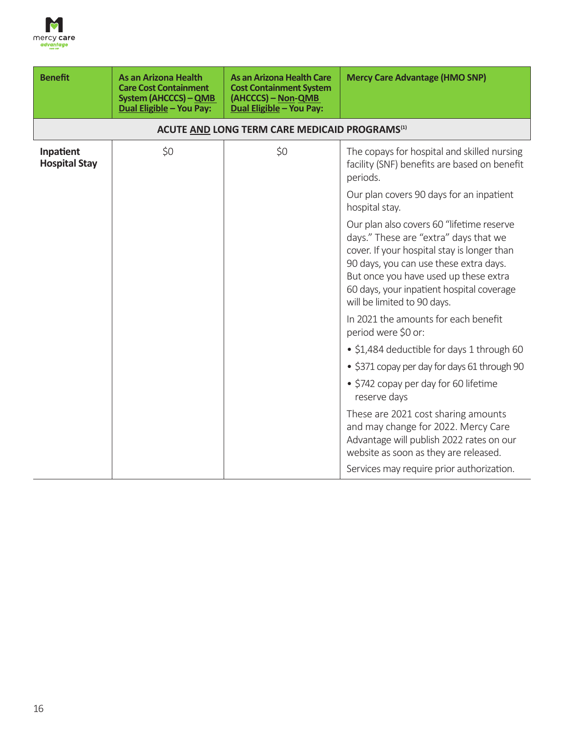| Benefit | As an Arizona Health Care Cost Containment System (AHCCCS) – QMB Dual Eligible – You Pay: | As an Arizona Health Care Cost Containment System (AHCCCS) – Non-QMB Dual Eligible – You Pay: | Mercy Care Advantage (HMO SNP) |
|---|---|---|---|
| **ACUTE AND LONG TERM CARE MEDICAID PROGRAMS[1]** | | | |
| **Inpatient Hospital Stay** | $0 | $0 | The copays for hospital and skilled nursing facility (SNF) benefits are based on benefit periods.<br><br>Our plan covers 90 days for an inpatient hospital stay.<br><br>Our plan also covers 60 "lifetime reserve days." These are "extra" days that we cover. If your hospital stay is longer than 90 days, you can use these extra days. But once you have used up these extra 60 days, your inpatient hospital coverage will be limited to 90 days.<br><br>In 2021 the amounts for each benefit period were $0 or:<br>• $1,484 deductible for days 1 through 60<br>• $371 copay per day for days 61 through 90<br>• $742 copay per day for 60 lifetime reserve days<br><br>These are 2021 cost sharing amounts and may change for 2022. Mercy Care Advantage will publish 2022 rates on our website as soon as they are released.<br><br>Services may require prior authorization. |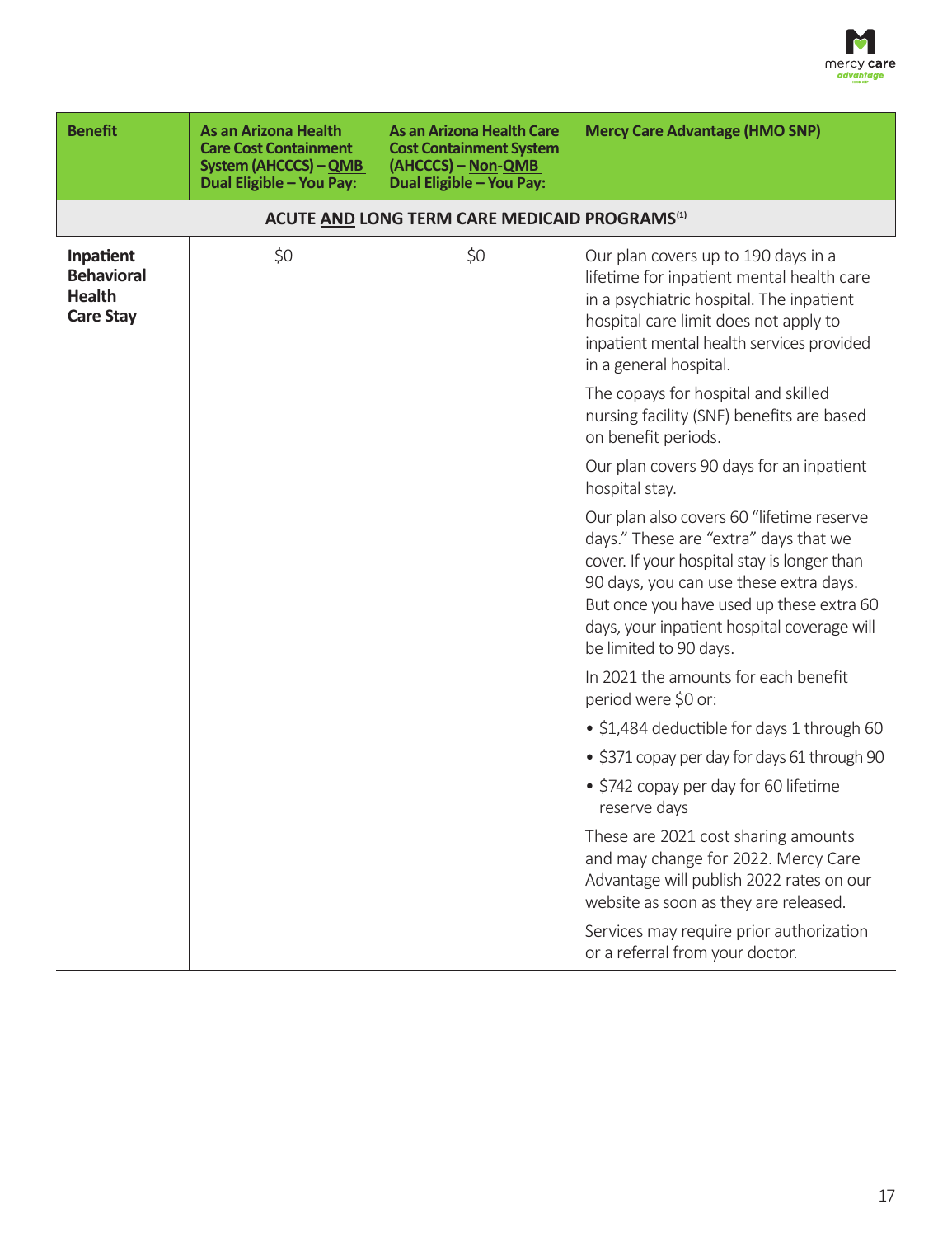| Benefit | As an Arizona Health Care Cost Containment System (AHCCCS) – <u>QMB Dual Eligible</u> – You Pay: | As an Arizona Health Care Cost Containment System (AHCCCS) – <u>Non-QMB Dual Eligible</u> – You Pay: | Mercy Care Advantage (HMO SNP) |
|---|---|---|---|
| **ACUTE <u>AND</u> LONG TERM CARE MEDICAID PROGRAMS[1]** | | | |
| **Inpatient Behavioral Health Care Stay** | $0 | $0 | Our plan covers up to 190 days in a lifetime for inpatient mental health care in a psychiatric hospital. The inpatient hospital care limit does not apply to inpatient mental health services provided in a general hospital.<br><br>The copays for hospital and skilled nursing facility (SNF) benefits are based on benefit periods.<br><br>Our plan covers 90 days for an inpatient hospital stay.<br><br>Our plan also covers 60 "lifetime reserve days." These are "extra" days that we cover. If your hospital stay is longer than 90 days, you can use these extra days. But once you have used up these extra 60 days, your inpatient hospital coverage will be limited to 90 days.<br><br>In 2021 the amounts for each benefit period were $0 or:<br>• $1,484 deductible for days 1 through 60<br>• $371 copay per day for days 61 through 90<br>• $742 copay per day for 60 lifetime reserve days<br><br>These are 2021 cost sharing amounts and may change for 2022. Mercy Care Advantage will publish 2022 rates on our website as soon as they are released.<br><br>Services may require prior authorization or a referral from your doctor. |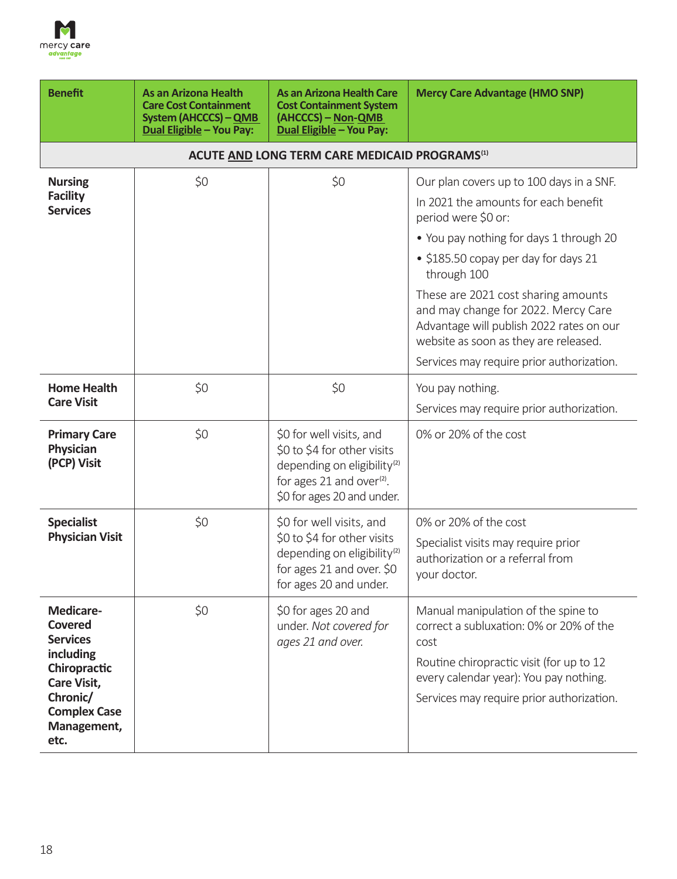| Benefit | As an Arizona Health Care Cost Containment System (AHCCCS) – QMB Dual Eligible – You Pay: | As an Arizona Health Care Cost Containment System (AHCCCS) – Non-QMB Dual Eligible – You Pay: | Mercy Care Advantage (HMO SNP) |
|---|---|---|---|
| **ACUTE AND LONG TERM CARE MEDICAID PROGRAMS[1]** | | | |
| **Nursing Facility Services** | $0 | $0 | Our plan covers up to 100 days in a SNF.<br>In 2021 the amounts for each benefit period were $0 or:<br>• You pay nothing for days 1 through 20<br>• $185.50 copay per day for days 21 through 100<br>These are 2021 cost sharing amounts and may change for 2022. Mercy Care Advantage will publish 2022 rates on our website as soon as they are released.<br>Services may require prior authorization. |
| **Home Health Care Visit** | $0 | $0 | You pay nothing.<br>Services may require prior authorization. |
| **Primary Care Physician (PCP) Visit** | $0 | $0 for well visits, and $0 to $4 for other visits depending on eligibility[2] for ages 21 and over[2]. $0 for ages 20 and under. | 0% or 20% of the cost |
| **Specialist Physician Visit** | $0 | $0 for well visits, and $0 to $4 for other visits depending on eligibility[2] for ages 21 and over. $0 for ages 20 and under. | 0% or 20% of the cost<br>Specialist visits may require prior authorization or a referral from your doctor. |
| **Medicare-Covered Services including Chiropractic Care Visit, Chronic/ Complex Case Management, etc.** | $0 | $0 for ages 20 and under. *Not covered for ages 21 and over.* | Manual manipulation of the spine to correct a subluxation: 0% or 20% of the cost<br>Routine chiropractic visit (for up to 12 every calendar year): You pay nothing.<br>Services may require prior authorization. |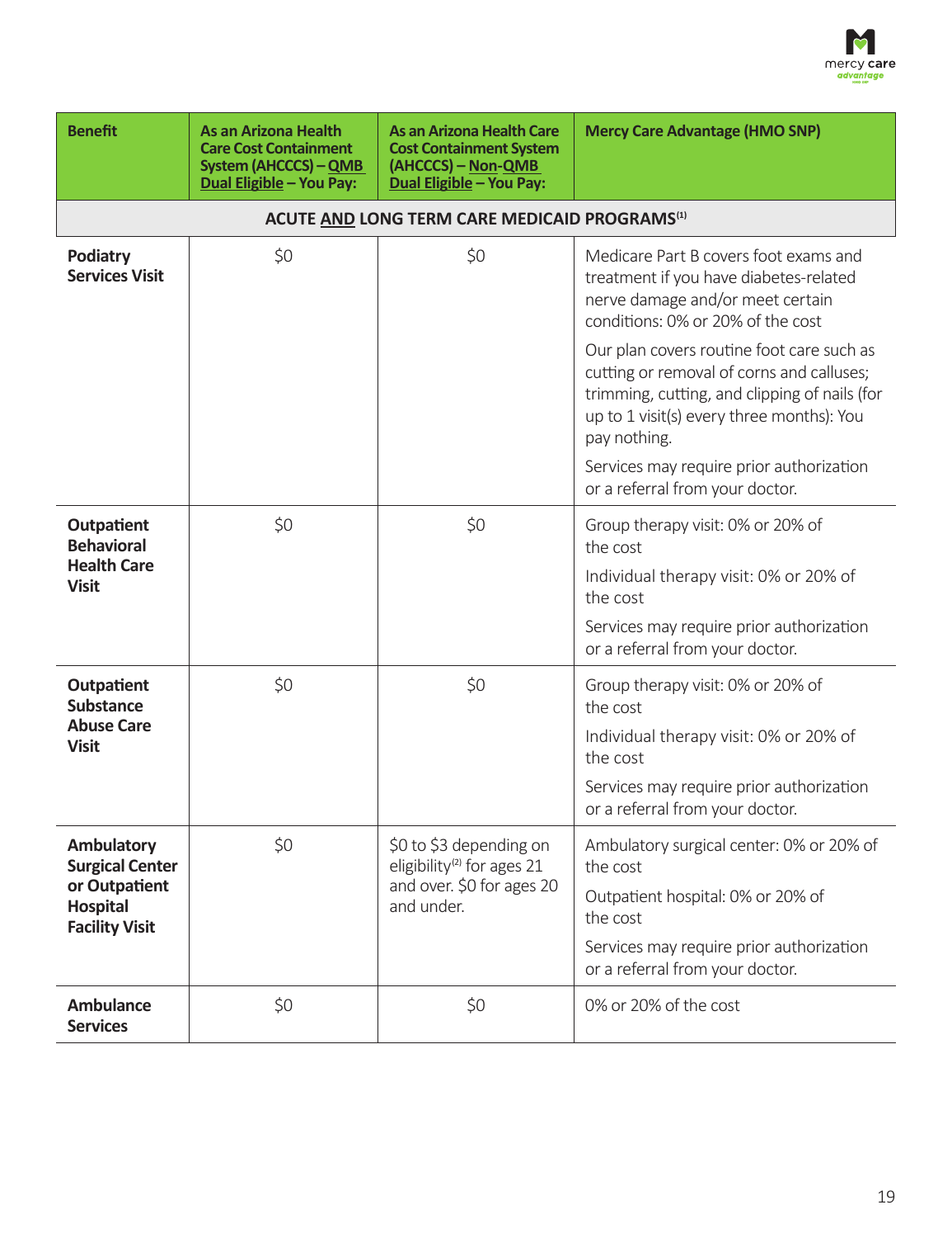| Benefit | As an Arizona Health Care Cost Containment System (AHCCCS) – QMB Dual Eligible – You Pay: | As an Arizona Health Care Cost Containment System (AHCCCS) – Non-QMB Dual Eligible – You Pay: | Mercy Care Advantage (HMO SNP) |
|---|---|---|---|
| **ACUTE AND LONG TERM CARE MEDICAID PROGRAMS[1]** | | | |
| **Podiatry Services Visit** | $0 | $0 | Medicare Part B covers foot exams and treatment if you have diabetes-related nerve damage and/or meet certain conditions: 0% or 20% of the cost<br><br>Our plan covers routine foot care such as cutting or removal of corns and calluses; trimming, cutting, and clipping of nails (for up to 1 visit(s) every three months): You pay nothing.<br><br>Services may require prior authorization or a referral from your doctor. |
| **Outpatient Behavioral Health Care Visit** | $0 | $0 | Group therapy visit: 0% or 20% of the cost<br><br>Individual therapy visit: 0% or 20% of the cost<br><br>Services may require prior authorization or a referral from your doctor. |
| **Outpatient Substance Abuse Care Visit** | $0 | $0 | Group therapy visit: 0% or 20% of the cost<br><br>Individual therapy visit: 0% or 20% of the cost<br><br>Services may require prior authorization or a referral from your doctor. |
| **Ambulatory Surgical Center or Outpatient Hospital Facility Visit** | $0 | $0 to $3 depending on eligibility[2] for ages 21 and over. $0 for ages 20 and under. | Ambulatory surgical center: 0% or 20% of the cost<br><br>Outpatient hospital: 0% or 20% of the cost<br><br>Services may require prior authorization or a referral from your doctor. |
| **Ambulance Services** | $0 | $0 | 0% or 20% of the cost |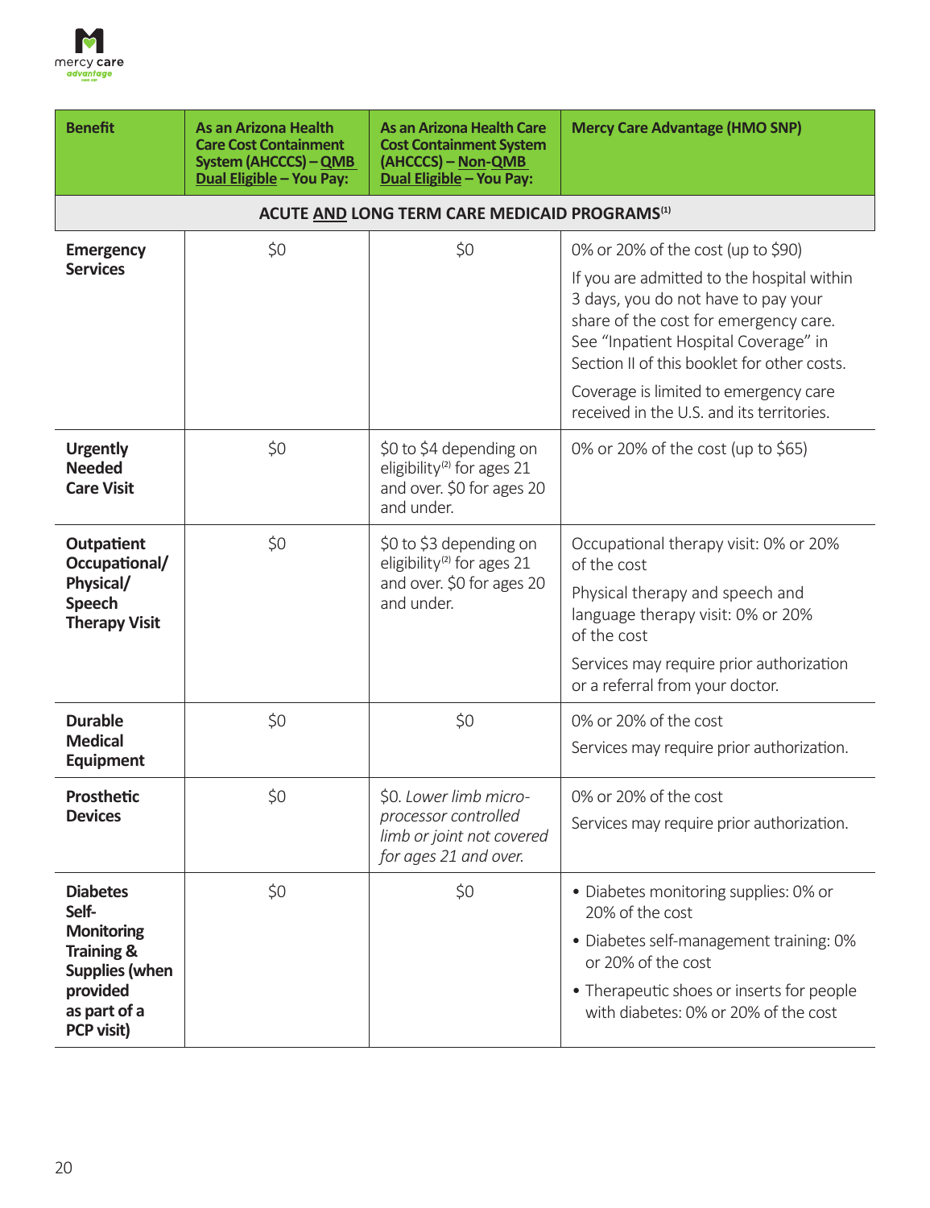| Benefit | As an Arizona Health Care Cost Containment System (AHCCCS) – QMB Dual Eligible – You Pay: | As an Arizona Health Care Cost Containment System (AHCCCS) – Non-QMB Dual Eligible – You Pay: | Mercy Care Advantage (HMO SNP) |
|---|---|---|---|
| **ACUTE AND LONG TERM CARE MEDICAID PROGRAMS[1]** | | | |
| **Emergency Services** | $0 | $0 | 0% or 20% of the cost (up to $90)<br>If you are admitted to the hospital within 3 days, you do not have to pay your share of the cost for emergency care. See "Inpatient Hospital Coverage" in Section II of this booklet for other costs.<br>Coverage is limited to emergency care received in the U.S. and its territories. |
| **Urgently Needed Care Visit** | $0 | $0 to $4 depending on eligibility[2] for ages 21 and over. $0 for ages 20 and under. | 0% or 20% of the cost (up to $65) |
| **Outpatient Occupational/ Physical/ Speech Therapy Visit** | $0 | $0 to $3 depending on eligibility[2] for ages 21 and over. $0 for ages 20 and under. | Occupational therapy visit: 0% or 20% of the cost<br>Physical therapy and speech and language therapy visit: 0% or 20% of the cost<br>Services may require prior authorization or a referral from your doctor. |
| **Durable Medical Equipment** | $0 | $0 | 0% or 20% of the cost<br>Services may require prior authorization. |
| **Prosthetic Devices** | $0 | $0. *Lower limb micro-processor controlled limb or joint not covered for ages 21 and over.* | 0% or 20% of the cost<br>Services may require prior authorization. |
| **Diabetes Self-Monitoring Training & Supplies (when provided as part of a PCP visit)** | $0 | $0 | • Diabetes monitoring supplies: 0% or 20% of the cost<br>• Diabetes self-management training: 0% or 20% of the cost<br>• Therapeutic shoes or inserts for people with diabetes: 0% or 20% of the cost |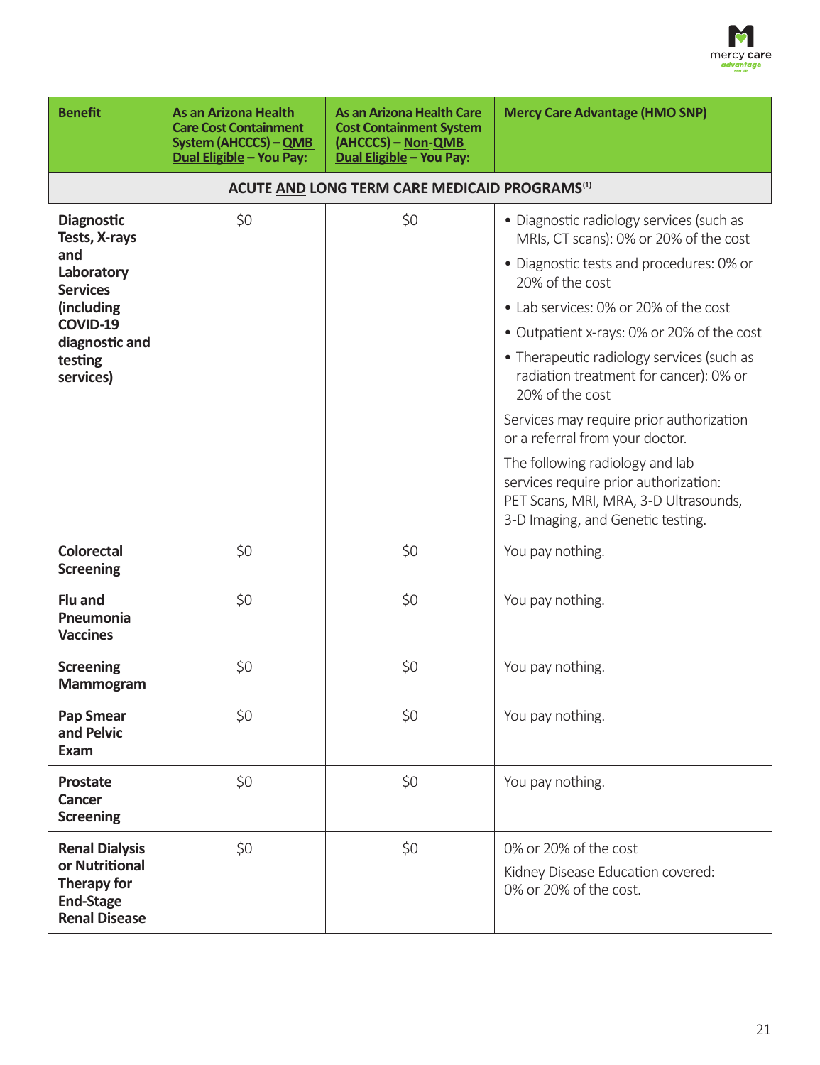| Benefit | As an Arizona Health Care Cost Containment System (AHCCCS) – QMB Dual Eligible – You Pay: | As an Arizona Health Care Cost Containment System (AHCCCS) – Non-QMB Dual Eligible – You Pay: | Mercy Care Advantage (HMO SNP) |
|---|---|---|---|
| **ACUTE AND LONG TERM CARE MEDICAID PROGRAMS[1]** | | | |
| **Diagnostic Tests, X-rays and Laboratory Services (including COVID-19 diagnostic and testing services)** | $0 | $0 | • Diagnostic radiology services (such as MRIs, CT scans): 0% or 20% of the cost<br>• Diagnostic tests and procedures: 0% or 20% of the cost<br>• Lab services: 0% or 20% of the cost<br>• Outpatient x-rays: 0% or 20% of the cost<br>• Therapeutic radiology services (such as radiation treatment for cancer): 0% or 20% of the cost<br>Services may require prior authorization or a referral from your doctor.<br>The following radiology and lab services require prior authorization: PET Scans, MRI, MRA, 3-D Ultrasounds, 3-D Imaging, and Genetic testing. |
| **Colorectal Screening** | $0 | $0 | You pay nothing. |
| **Flu and Pneumonia Vaccines** | $0 | $0 | You pay nothing. |
| **Screening Mammogram** | $0 | $0 | You pay nothing. |
| **Pap Smear and Pelvic Exam** | $0 | $0 | You pay nothing. |
| **Prostate Cancer Screening** | $0 | $0 | You pay nothing. |
| **Renal Dialysis or Nutritional Therapy for End-Stage Renal Disease** | $0 | $0 | 0% or 20% of the cost<br>Kidney Disease Education covered: 0% or 20% of the cost. |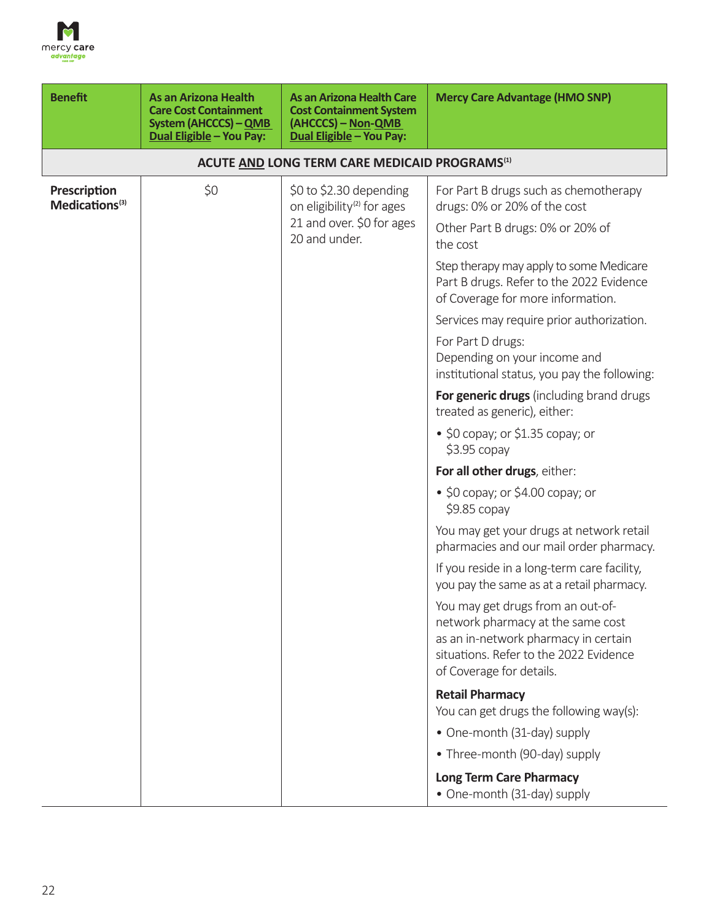| Benefit | As an Arizona Health Care Cost Containment System (AHCCCS) – QMB Dual Eligible – You Pay: | As an Arizona Health Care Cost Containment System (AHCCCS) – Non-QMB Dual Eligible – You Pay: | Mercy Care Advantage (HMO SNP) |
|---|---|---|---|
| **ACUTE AND LONG TERM CARE MEDICAID PROGRAMS[1]** | | | |
| **Prescription Medications[3]** | $0 | $0 to $2.30 depending on eligibility[2] for ages 21 and over. $0 for ages 20 and under. | For Part B drugs such as chemotherapy drugs: 0% or 20% of the cost<br><br>Other Part B drugs: 0% or 20% of the cost<br><br>Step therapy may apply to some Medicare Part B drugs. Refer to the 2022 Evidence of Coverage for more information.<br><br>Services may require prior authorization.<br><br>For Part D drugs:<br>Depending on your income and institutional status, you pay the following:<br><br>**For generic drugs** (including brand drugs treated as generic), either:<br>• $0 copay; or $1.35 copay; or $3.95 copay<br><br>**For all other drugs**, either:<br>• $0 copay; or $4.00 copay; or $9.85 copay<br><br>You may get your drugs at network retail pharmacies and our mail order pharmacy.<br><br>If you reside in a long-term care facility, you pay the same as at a retail pharmacy.<br><br>You may get drugs from an out-of-network pharmacy at the same cost as an in-network pharmacy in certain situations. Refer to the 2022 Evidence of Coverage for details.<br><br>**Retail Pharmacy**<br>You can get drugs the following way(s):<br>• One-month (31-day) supply<br>• Three-month (90-day) supply<br><br>**Long Term Care Pharmacy**<br>• One-month (31-day) supply |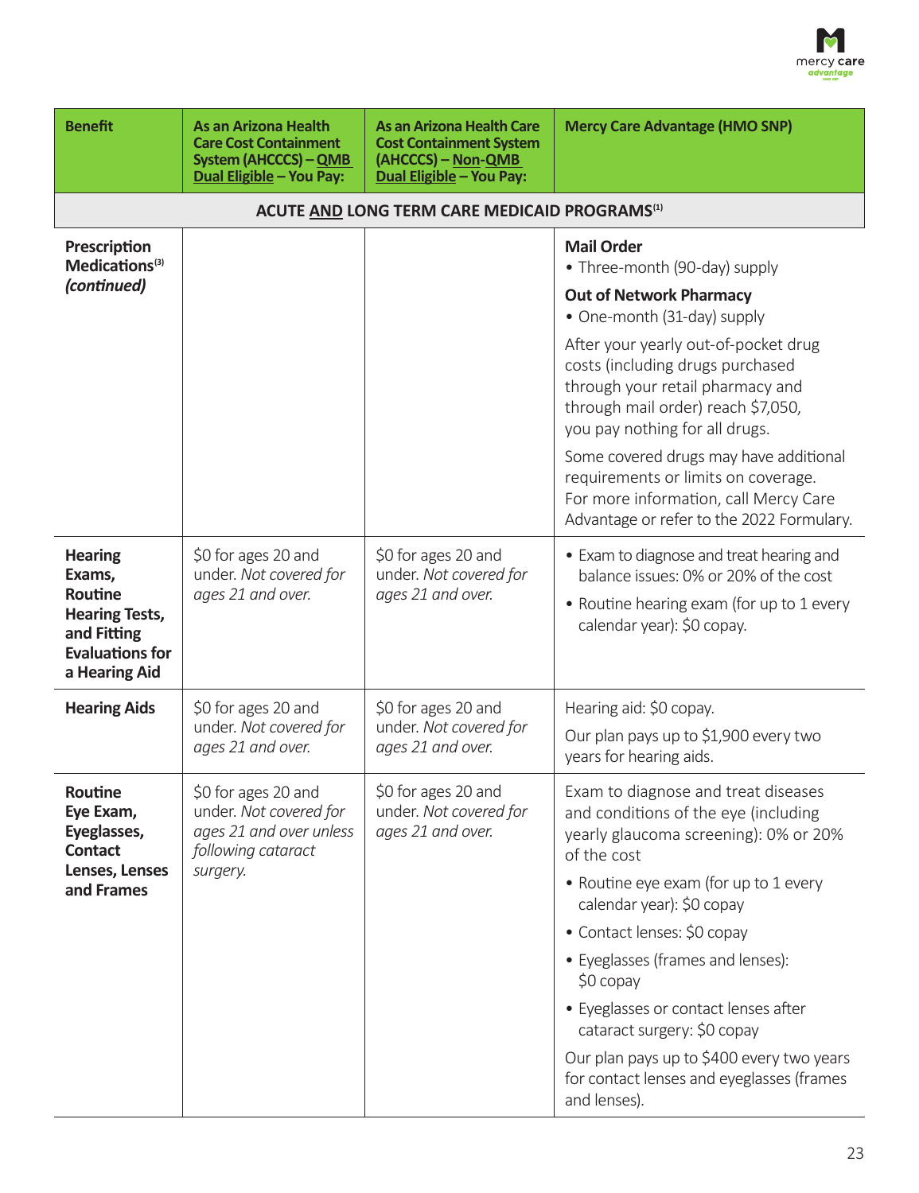| **Benefit** | **As an Arizona Health Care Cost Containment System (AHCCCS) – <u>QMB Dual Eligible</u> – You Pay:** | **As an Arizona Health Care Cost Containment System (AHCCCS) – <u>Non-QMB Dual Eligible</u> – You Pay:** | **Mercy Care Advantage (HMO SNP)** |
|---|---|---|---|
| **ACUTE <u>AND</u> LONG TERM CARE MEDICAID PROGRAMS[1]** | | | |
| **Prescription Medications[3]** ***(continued)*** | | | **Mail Order**<br>• Three-month (90-day) supply<br>**Out of Network Pharmacy**<br>• One-month (31-day) supply<br>After your yearly out-of-pocket drug costs (including drugs purchased through your retail pharmacy and through mail order) reach $7,050, you pay nothing for all drugs.<br>Some covered drugs may have additional requirements or limits on coverage. For more information, call Mercy Care Advantage or refer to the 2022 Formulary. |
| **Hearing Exams, Routine Hearing Tests, and Fitting Evaluations for a Hearing Aid** | $0 for ages 20 and under. *Not covered for ages 21 and over.* | $0 for ages 20 and under. *Not covered for ages 21 and over.* | • Exam to diagnose and treat hearing and balance issues: 0% or 20% of the cost<br>• Routine hearing exam (for up to 1 every calendar year): $0 copay. |
| **Hearing Aids** | $0 for ages 20 and under. *Not covered for ages 21 and over.* | $0 for ages 20 and under. *Not covered for ages 21 and over.* | Hearing aid: $0 copay.<br>Our plan pays up to $1,900 every two years for hearing aids. |
| **Routine Eye Exam, Eyeglasses, Contact Lenses, Lenses and Frames** | $0 for ages 20 and under. *Not covered for ages 21 and over unless following cataract surgery.* | $0 for ages 20 and under. *Not covered for ages 21 and over.* | Exam to diagnose and treat diseases and conditions of the eye (including yearly glaucoma screening): 0% or 20% of the cost<br>• Routine eye exam (for up to 1 every calendar year): $0 copay<br>• Contact lenses: $0 copay<br>• Eyeglasses (frames and lenses): $0 copay<br>• Eyeglasses or contact lenses after cataract surgery: $0 copay<br>Our plan pays up to $400 every two years for contact lenses and eyeglasses (frames and lenses). |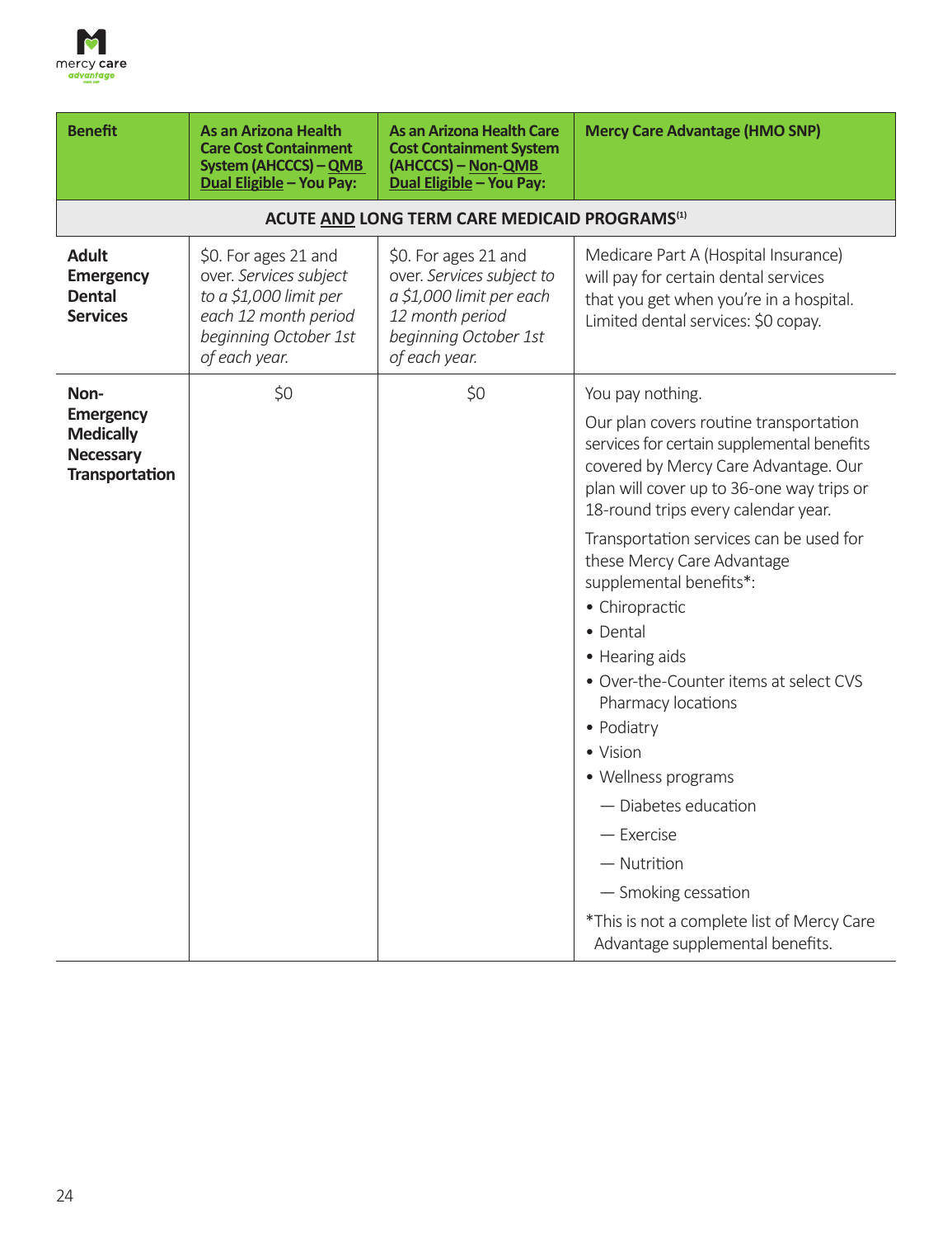| Benefit | As an Arizona Health Care Cost Containment System (AHCCCS) – QMB Dual Eligible – You Pay: | As an Arizona Health Care Cost Containment System (AHCCCS) – Non-QMB Dual Eligible – You Pay: | Mercy Care Advantage (HMO SNP) |
|---|---|---|---|
| **ACUTE AND LONG TERM CARE MEDICAID PROGRAMS[1]** | | | |
| **Adult Emergency Dental Services** | $0. For ages 21 and over. *Services subject to a $1,000 limit per each 12 month period beginning October 1st of each year.* | $0. For ages 21 and over. *Services subject to a $1,000 limit per each 12 month period beginning October 1st of each year.* | Medicare Part A (Hospital Insurance) will pay for certain dental services that you get when you're in a hospital. Limited dental services: $0 copay. |
| **Non-Emergency Medically Necessary Transportation** | $0 | $0 | You pay nothing.<br><br>Our plan covers routine transportation services for certain supplemental benefits covered by Mercy Care Advantage. Our plan will cover up to 36-one way trips or 18-round trips every calendar year.<br><br>Transportation services can be used for these Mercy Care Advantage supplemental benefits*:<br>• Chiropractic<br>• Dental<br>• Hearing aids<br>• Over-the-Counter items at select CVS Pharmacy locations<br>• Podiatry<br>• Vision<br>• Wellness programs<br>— Diabetes education<br>— Exercise<br>— Nutrition<br>— Smoking cessation<br><br>*This is not a complete list of Mercy Care Advantage supplemental benefits. |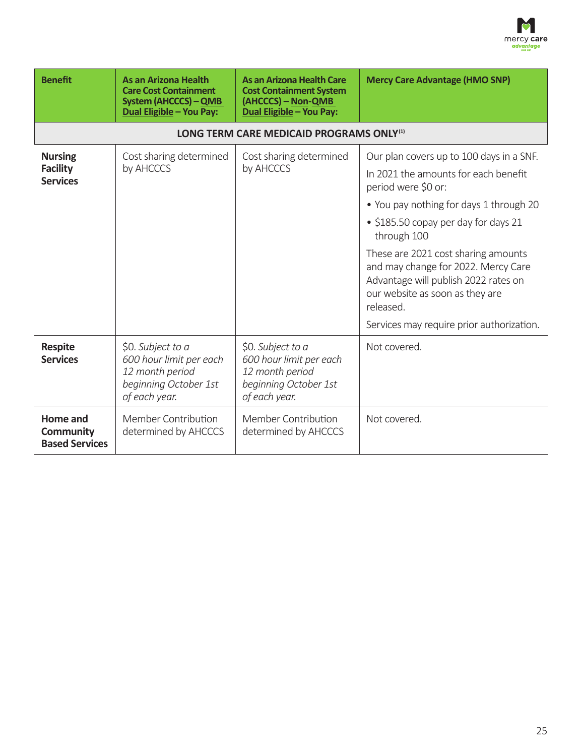| **Benefit** | **As an Arizona Health Care Cost Containment System (AHCCCS) – QMB Dual Eligible – You Pay:** | **As an Arizona Health Care Cost Containment System (AHCCCS) – Non-QMB Dual Eligible – You Pay:** | **Mercy Care Advantage (HMO SNP)** |
|---|---|---|---|
| **LONG TERM CARE MEDICAID PROGRAMS ONLY[1]** | | | |
| **Nursing Facility Services** | Cost sharing determined by AHCCCS | Cost sharing determined by AHCCCS | Our plan covers up to 100 days in a SNF.<br>In 2021 the amounts for each benefit period were $0 or:<br>• You pay nothing for days 1 through 20<br>• $185.50 copay per day for days 21 through 100<br>These are 2021 cost sharing amounts and may change for 2022. Mercy Care Advantage will publish 2022 rates on our website as soon as they are released.<br>Services may require prior authorization. |
| **Respite Services** | $0. *Subject to a 600 hour limit per each 12 month period beginning October 1st of each year.* | $0. *Subject to a 600 hour limit per each 12 month period beginning October 1st of each year.* | Not covered. |
| **Home and Community Based Services** | Member Contribution determined by AHCCCS | Member Contribution determined by AHCCCS | Not covered. |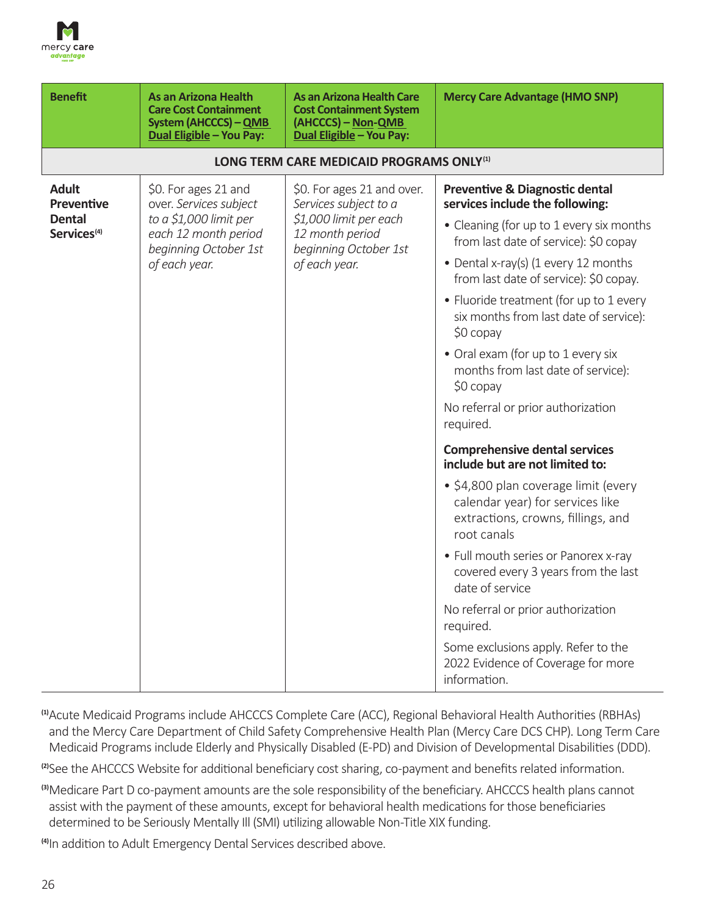| Benefit | As an Arizona Health Care Cost Containment System (AHCCCS) – QMB Dual Eligible – You Pay: | As an Arizona Health Care Cost Containment System (AHCCCS) – Non-QMB Dual Eligible – You Pay: | Mercy Care Advantage (HMO SNP) |
|---|---|---|---|
| **LONG TERM CARE MEDICAID PROGRAMS ONLY[1]** | | | |
| **Adult Preventive Dental Services[4]** | $0. For ages 21 and over. *Services subject to a $1,000 limit per each 12 month period beginning October 1st of each year.* | $0. For ages 21 and over. *Services subject to a $1,000 limit per each 12 month period beginning October 1st of each year.* | **Preventive & Diagnostic dental services include the following:**<br>• Cleaning (for up to 1 every six months from last date of service): $0 copay<br>• Dental x-ray(s) (1 every 12 months from last date of service): $0 copay.<br>• Fluoride treatment (for up to 1 every six months from last date of service): $0 copay<br>• Oral exam (for up to 1 every six months from last date of service): $0 copay<br>No referral or prior authorization required.<br>**Comprehensive dental services include but are not limited to:**<br>• $4,800 plan coverage limit (every calendar year) for services like extractions, crowns, fillings, and root canals<br>• Full mouth series or Panorex x-ray covered every 3 years from the last date of service<br>No referral or prior authorization required.<br>Some exclusions apply. Refer to the 2022 Evidence of Coverage for more information. |

[1]Acute Medicaid Programs include AHCCCS Complete Care (ACC), Regional Behavioral Health Authorities (RBHAs) and the Mercy Care Department of Child Safety Comprehensive Health Plan (Mercy Care DCS CHP). Long Term Care Medicaid Programs include Elderly and Physically Disabled (E-PD) and Division of Developmental Disabilities (DDD).

[2]See the AHCCCS Website for additional beneficiary cost sharing, co-payment and benefits related information.

[3]Medicare Part D co-payment amounts are the sole responsibility of the beneficiary. AHCCCS health plans cannot assist with the payment of these amounts, except for behavioral health medications for those beneficiaries determined to be Seriously Mentally Ill (SMI) utilizing allowable Non-Title XIX funding.

[4]In addition to Adult Emergency Dental Services described above.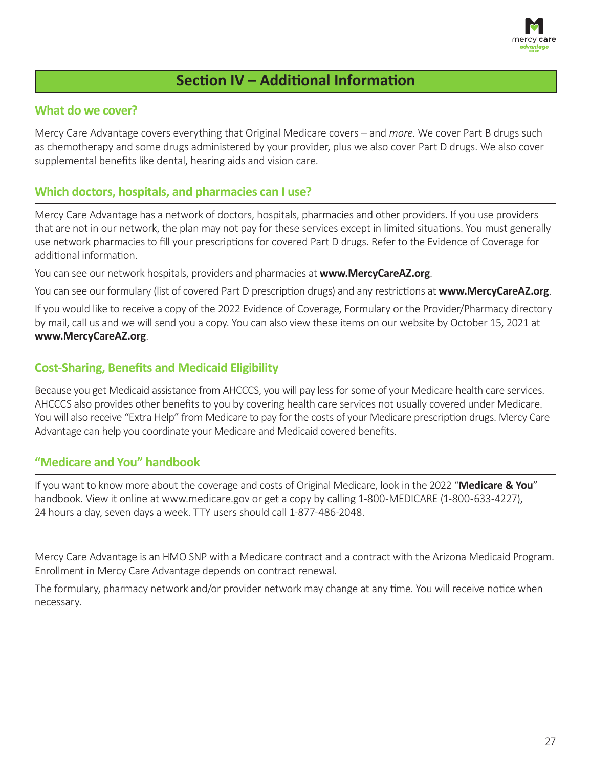# Section IV – Additional Information

## What do we cover?

Mercy Care Advantage covers everything that Original Medicare covers – and *more*. We cover Part B drugs such as chemotherapy and some drugs administered by your provider, plus we also cover Part D drugs. We also cover supplemental benefits like dental, hearing aids and vision care.

## Which doctors, hospitals, and pharmacies can I use?

Mercy Care Advantage has a network of doctors, hospitals, pharmacies and other providers. If you use providers that are not in our network, the plan may not pay for these services except in limited situations. You must generally use network pharmacies to fill your prescriptions for covered Part D drugs. Refer to the Evidence of Coverage for additional information.

You can see our network hospitals, providers and pharmacies at **www.MercyCareAZ.org**.

You can see our formulary (list of covered Part D prescription drugs) and any restrictions at **www.MercyCareAZ.org**.

If you would like to receive a copy of the 2022 Evidence of Coverage, Formulary or the Provider/Pharmacy directory by mail, call us and we will send you a copy. You can also view these items on our website by October 15, 2021 at **www.MercyCareAZ.org**.

## Cost-Sharing, Benefits and Medicaid Eligibility

Because you get Medicaid assistance from AHCCCS, you will pay less for some of your Medicare health care services. AHCCCS also provides other benefits to you by covering health care services not usually covered under Medicare. You will also receive "Extra Help" from Medicare to pay for the costs of your Medicare prescription drugs. Mercy Care Advantage can help you coordinate your Medicare and Medicaid covered benefits.

## "Medicare and You" handbook

If you want to know more about the coverage and costs of Original Medicare, look in the 2022 "**Medicare & You**" handbook. View it online at www.medicare.gov or get a copy by calling 1-800-MEDICARE (1-800-633-4227), 24 hours a day, seven days a week. TTY users should call 1-877-486-2048.

Mercy Care Advantage is an HMO SNP with a Medicare contract and a contract with the Arizona Medicaid Program. Enrollment in Mercy Care Advantage depends on contract renewal.

The formulary, pharmacy network and/or provider network may change at any time. You will receive notice when necessary.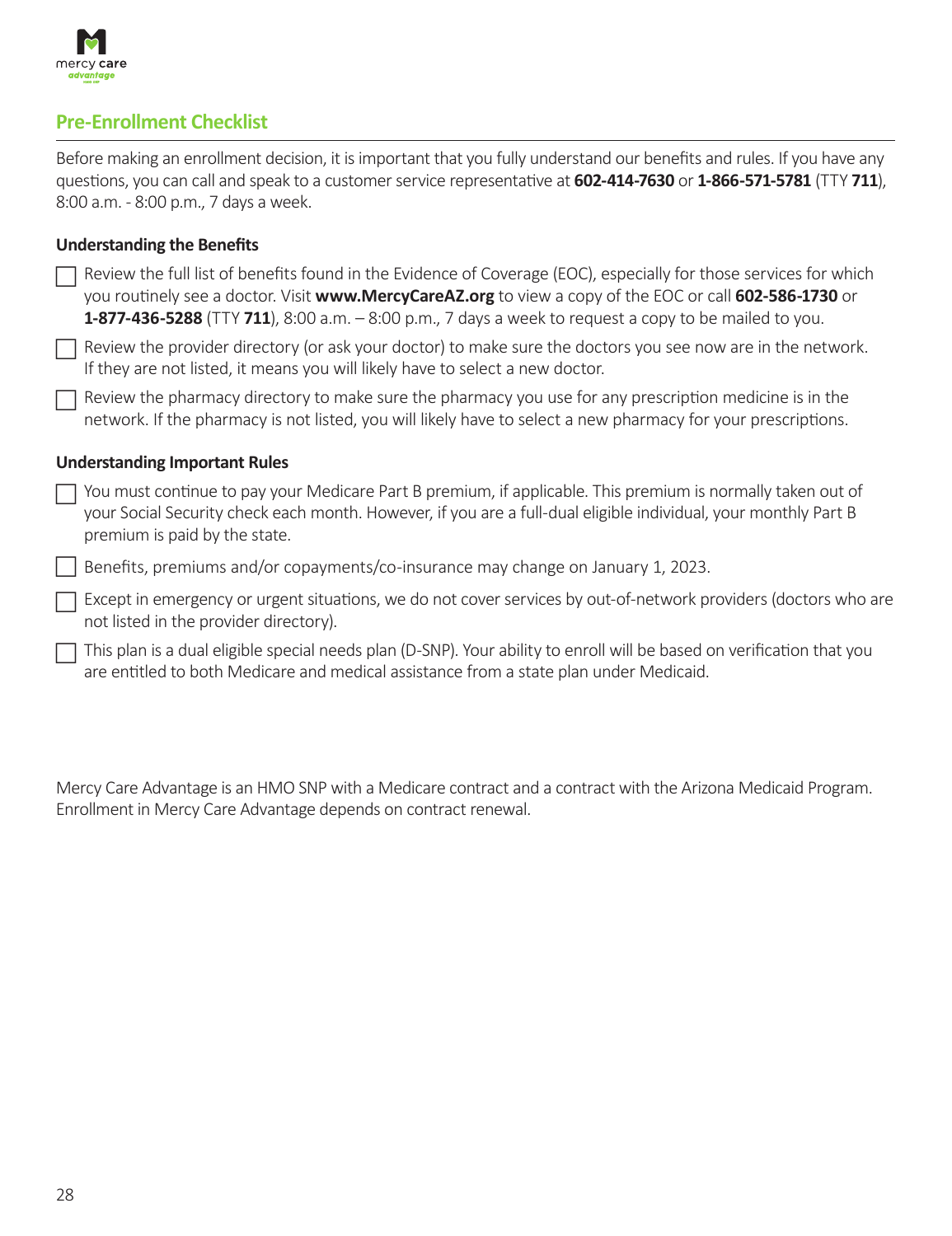## Pre-Enrollment Checklist

Before making an enrollment decision, it is important that you fully understand our benefits and rules. If you have any questions, you can call and speak to a customer service representative at **602-414-7630** or **1-866-571-5781** (TTY **711**), 8:00 a.m. - 8:00 p.m., 7 days a week.

### Understanding the Benefits

- [ ] Review the full list of benefits found in the Evidence of Coverage (EOC), especially for those services for which you routinely see a doctor. Visit **www.MercyCareAZ.org** to view a copy of the EOC or call **602-586-1730** or **1-877-436-5288** (TTY **711**), 8:00 a.m. – 8:00 p.m., 7 days a week to request a copy to be mailed to you.
- [ ] Review the provider directory (or ask your doctor) to make sure the doctors you see now are in the network. If they are not listed, it means you will likely have to select a new doctor.
- [ ] Review the pharmacy directory to make sure the pharmacy you use for any prescription medicine is in the network. If the pharmacy is not listed, you will likely have to select a new pharmacy for your prescriptions.

### Understanding Important Rules

- [ ] You must continue to pay your Medicare Part B premium, if applicable. This premium is normally taken out of your Social Security check each month. However, if you are a full-dual eligible individual, your monthly Part B premium is paid by the state.
- [ ] Benefits, premiums and/or copayments/co-insurance may change on January 1, 2023.
- [ ] Except in emergency or urgent situations, we do not cover services by out-of-network providers (doctors who are not listed in the provider directory).
- [ ] This plan is a dual eligible special needs plan (D-SNP). Your ability to enroll will be based on verification that you are entitled to both Medicare and medical assistance from a state plan under Medicaid.

Mercy Care Advantage is an HMO SNP with a Medicare contract and a contract with the Arizona Medicaid Program. Enrollment in Mercy Care Advantage depends on contract renewal.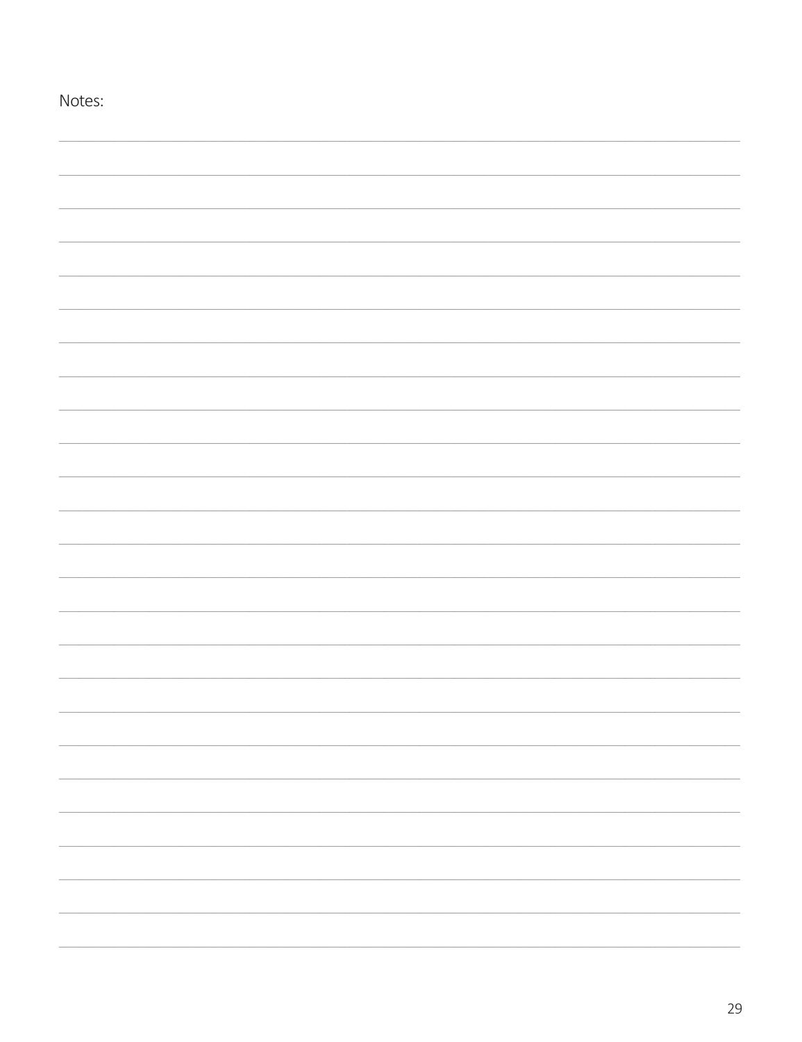Notes: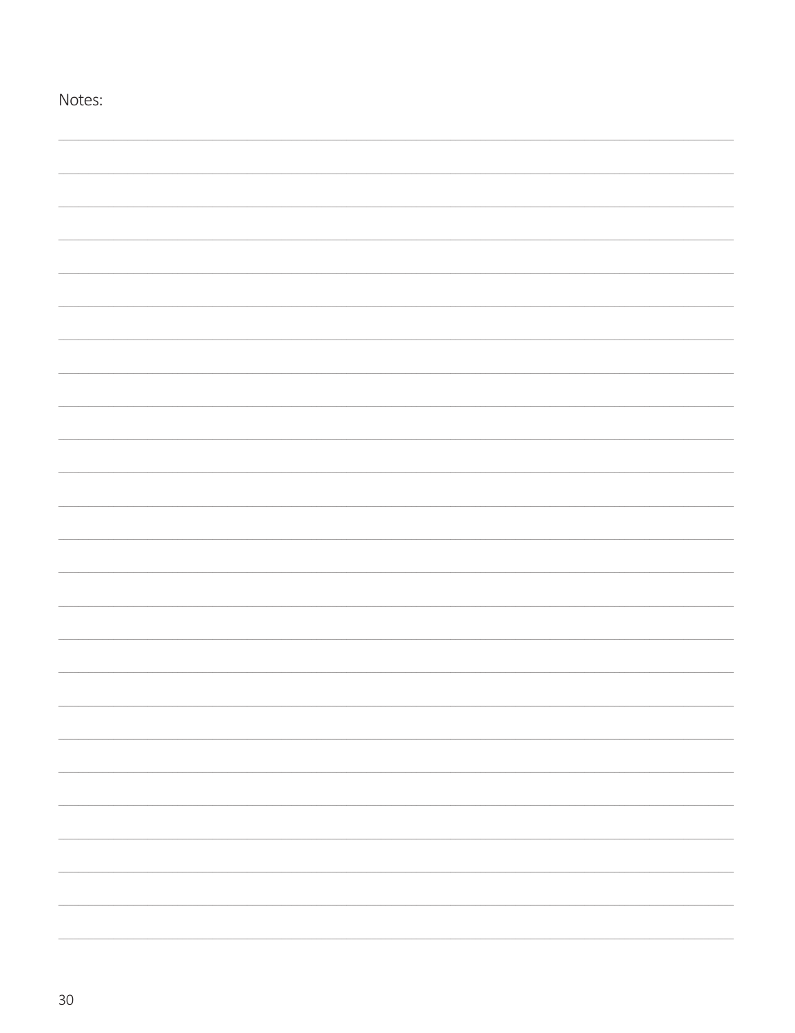Notes: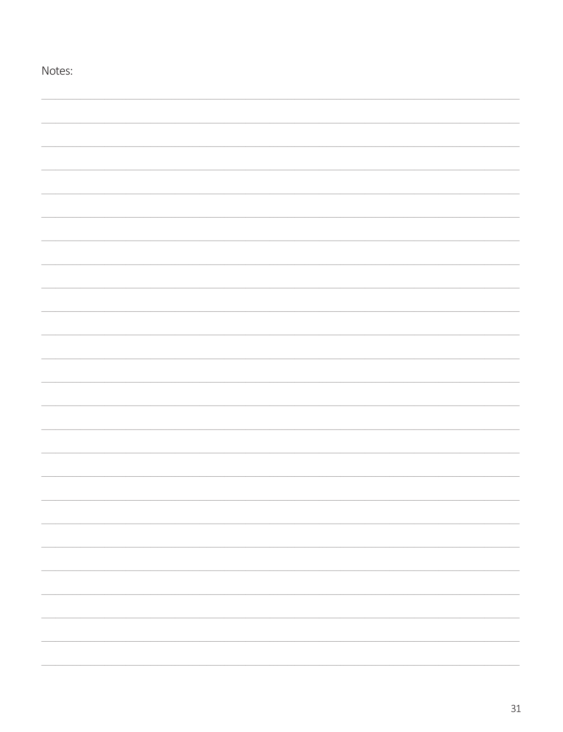Notes: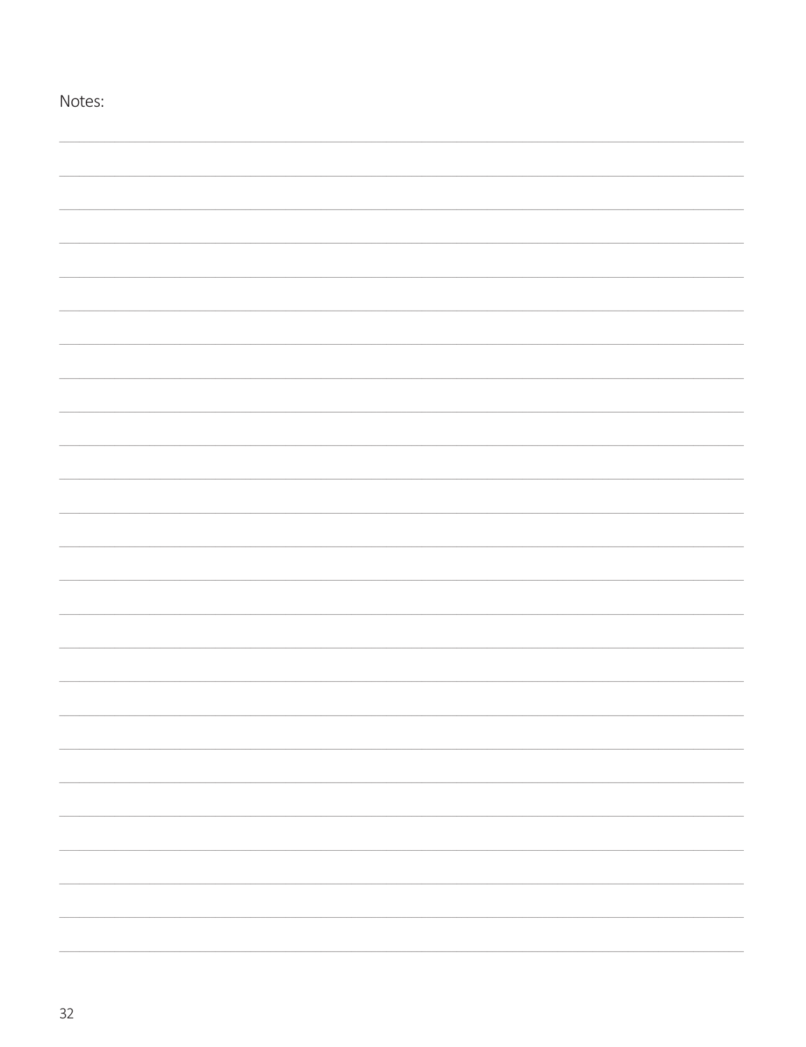Notes: